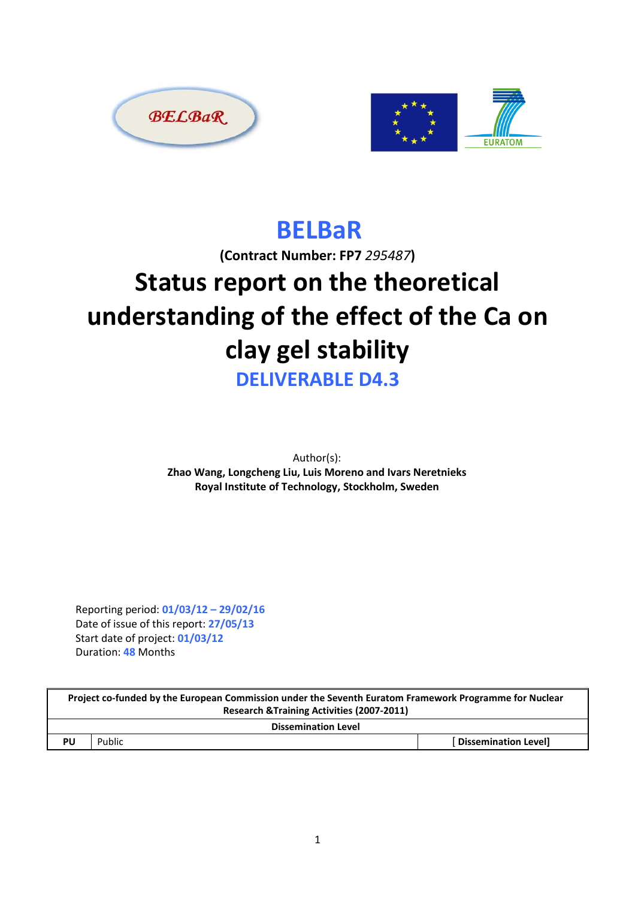# BELBaR

**(Contract Number: FP7** *295487***)**

# Status report on the theoretical understanding of the effect of the Ca on clay gel stability

## DELIVERABLE D4.3

Author(s):
**Zhao Wang, Longcheng Liu, Luis Moreno and Ivars Neretnieks**
**Royal Institute of Technology, Stockholm, Sweden**

Reporting period: **01/03/12 – 29/02/16**
Date of issue of this report: **27/05/13**
Start date of project: **01/03/12**
Duration: **48** Months

| **Project co-funded by the European Commission under the Seventh Euratom Framework Programme for Nuclear Research &Training Activities (2007-2011)** | | |
|---|---|---|
| **Dissemination Level** | | |
| **PU** | Public | **[ Dissemination Level]** |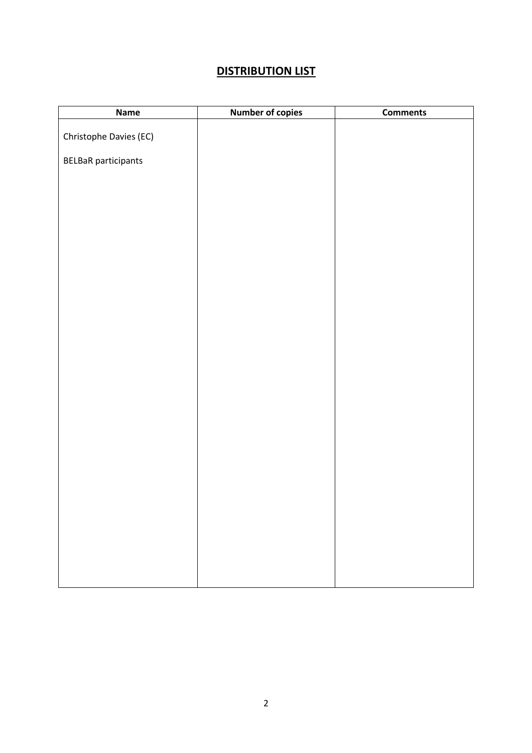# DISTRIBUTION LIST

| Name | Number of copies | Comments |
|---|---|---|
| Christophe Davies (EC) | | |
| BELBaR participants | | |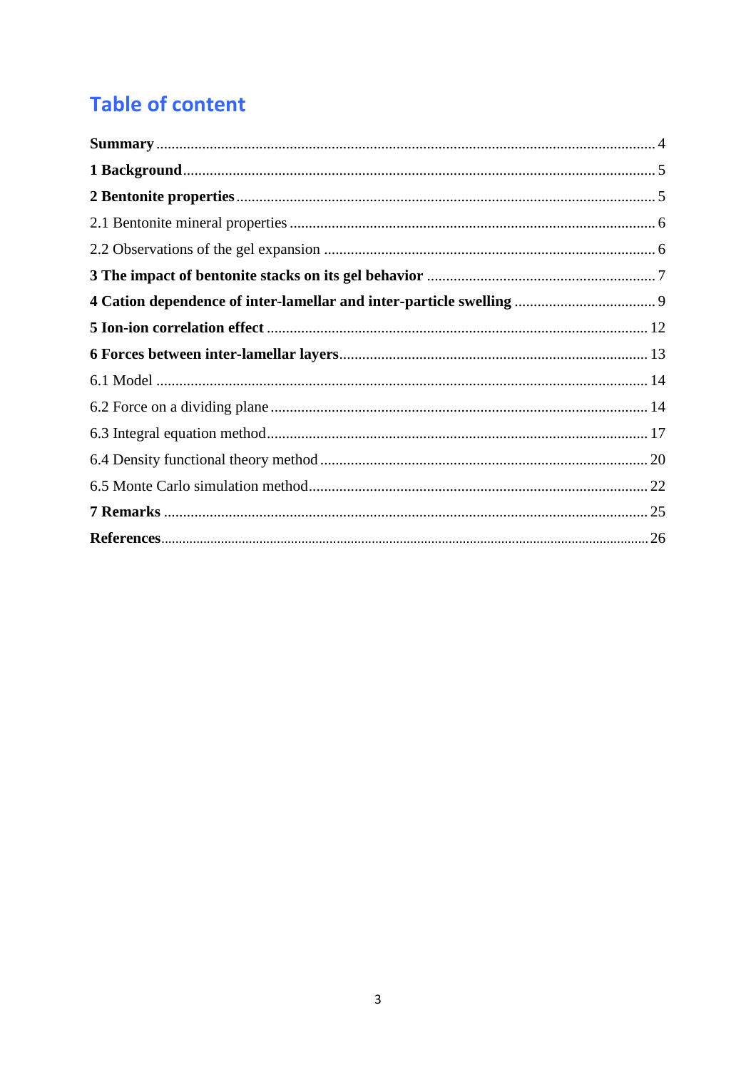# Table of content

**Summary** .... 4

**1 Background** .... 5

**2 Bentonite properties** .... 5

2.1 Bentonite mineral properties .... 6

2.2 Observations of the gel expansion .... 6

**3 The impact of bentonite stacks on its gel behavior** .... 7

**4 Cation dependence of inter-lamellar and inter-particle swelling** .... 9

**5 Ion-ion correlation effect** .... 12

**6 Forces between inter-lamellar layers** .... 13

6.1 Model .... 14

6.2 Force on a dividing plane .... 14

6.3 Integral equation method .... 17

6.4 Density functional theory method .... 20

6.5 Monte Carlo simulation method .... 22

**7 Remarks** .... 25

**References** .... 26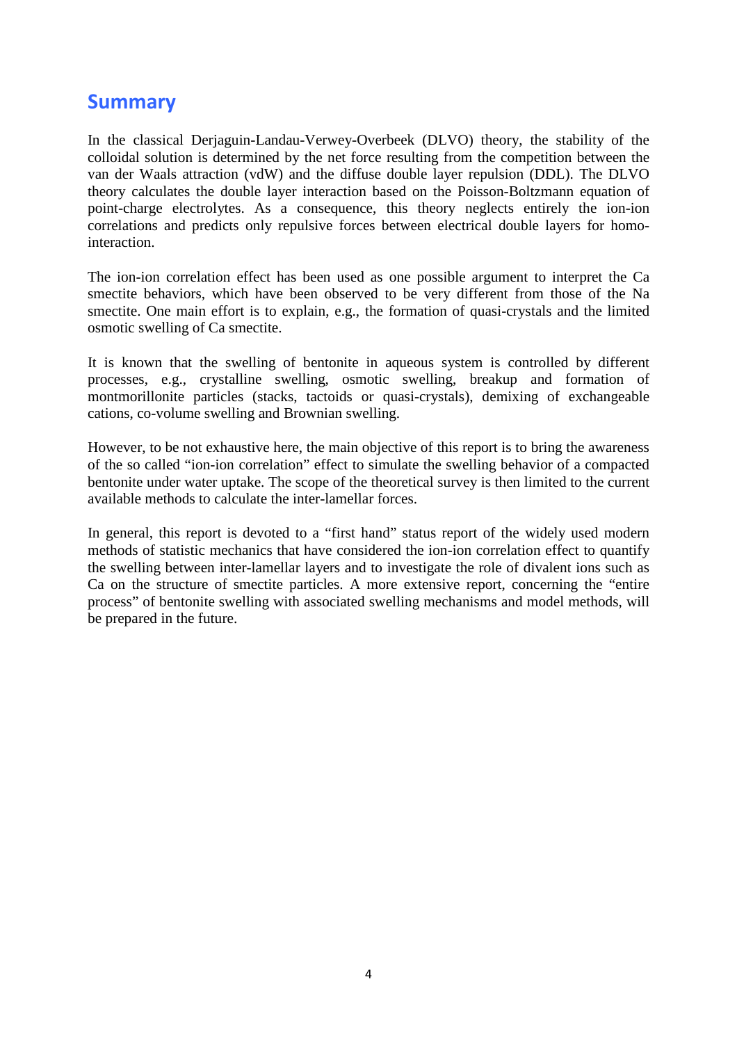## Summary

In the classical Derjaguin-Landau-Verwey-Overbeek (DLVO) theory, the stability of the colloidal solution is determined by the net force resulting from the competition between the van der Waals attraction (vdW) and the diffuse double layer repulsion (DDL). The DLVO theory calculates the double layer interaction based on the Poisson-Boltzmann equation of point-charge electrolytes. As a consequence, this theory neglects entirely the ion-ion correlations and predicts only repulsive forces between electrical double layers for homo-interaction.

The ion-ion correlation effect has been used as one possible argument to interpret the Ca smectite behaviors, which have been observed to be very different from those of the Na smectite. One main effort is to explain, e.g., the formation of quasi-crystals and the limited osmotic swelling of Ca smectite.

It is known that the swelling of bentonite in aqueous system is controlled by different processes, e.g., crystalline swelling, osmotic swelling, breakup and formation of montmorillonite particles (stacks, tactoids or quasi-crystals), demixing of exchangeable cations, co-volume swelling and Brownian swelling.

However, to be not exhaustive here, the main objective of this report is to bring the awareness of the so called "ion-ion correlation" effect to simulate the swelling behavior of a compacted bentonite under water uptake. The scope of the theoretical survey is then limited to the current available methods to calculate the inter-lamellar forces.

In general, this report is devoted to a "first hand" status report of the widely used modern methods of statistic mechanics that have considered the ion-ion correlation effect to quantify the swelling between inter-lamellar layers and to investigate the role of divalent ions such as Ca on the structure of smectite particles. A more extensive report, concerning the "entire process" of bentonite swelling with associated swelling mechanisms and model methods, will be prepared in the future.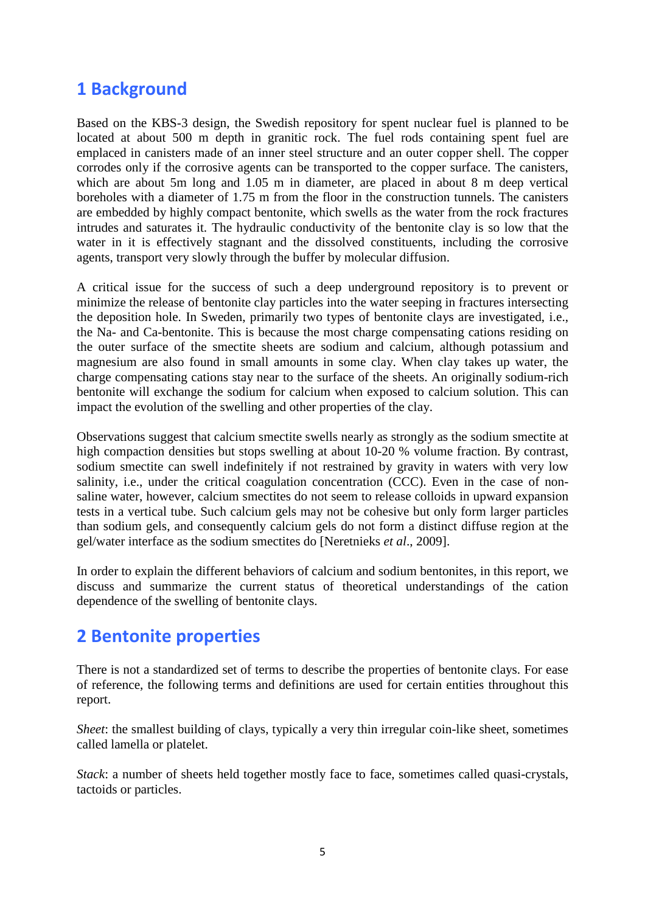# 1 Background

Based on the KBS-3 design, the Swedish repository for spent nuclear fuel is planned to be located at about 500 m depth in granitic rock. The fuel rods containing spent fuel are emplaced in canisters made of an inner steel structure and an outer copper shell. The copper corrodes only if the corrosive agents can be transported to the copper surface. The canisters, which are about 5m long and 1.05 m in diameter, are placed in about 8 m deep vertical boreholes with a diameter of 1.75 m from the floor in the construction tunnels. The canisters are embedded by highly compact bentonite, which swells as the water from the rock fractures intrudes and saturates it. The hydraulic conductivity of the bentonite clay is so low that the water in it is effectively stagnant and the dissolved constituents, including the corrosive agents, transport very slowly through the buffer by molecular diffusion.

A critical issue for the success of such a deep underground repository is to prevent or minimize the release of bentonite clay particles into the water seeping in fractures intersecting the deposition hole. In Sweden, primarily two types of bentonite clays are investigated, i.e., the Na- and Ca-bentonite. This is because the most charge compensating cations residing on the outer surface of the smectite sheets are sodium and calcium, although potassium and magnesium are also found in small amounts in some clay. When clay takes up water, the charge compensating cations stay near to the surface of the sheets. An originally sodium-rich bentonite will exchange the sodium for calcium when exposed to calcium solution. This can impact the evolution of the swelling and other properties of the clay.

Observations suggest that calcium smectite swells nearly as strongly as the sodium smectite at high compaction densities but stops swelling at about 10-20 % volume fraction. By contrast, sodium smectite can swell indefinitely if not restrained by gravity in waters with very low salinity, i.e., under the critical coagulation concentration (CCC). Even in the case of non-saline water, however, calcium smectites do not seem to release colloids in upward expansion tests in a vertical tube. Such calcium gels may not be cohesive but only form larger particles than sodium gels, and consequently calcium gels do not form a distinct diffuse region at the gel/water interface as the sodium smectites do [Neretnieks *et al*., 2009].

In order to explain the different behaviors of calcium and sodium bentonites, in this report, we discuss and summarize the current status of theoretical understandings of the cation dependence of the swelling of bentonite clays.

# 2 Bentonite properties

There is not a standardized set of terms to describe the properties of bentonite clays. For ease of reference, the following terms and definitions are used for certain entities throughout this report.

*Sheet*: the smallest building of clays, typically a very thin irregular coin-like sheet, sometimes called lamella or platelet.

*Stack*: a number of sheets held together mostly face to face, sometimes called quasi-crystals, tactoids or particles.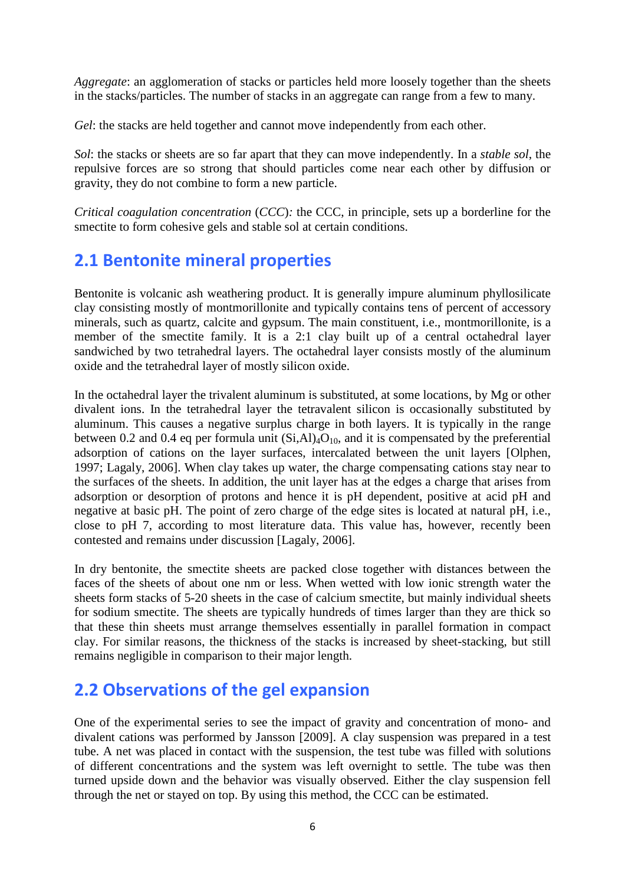*Aggregate*: an agglomeration of stacks or particles held more loosely together than the sheets in the stacks/particles. The number of stacks in an aggregate can range from a few to many.

*Gel*: the stacks are held together and cannot move independently from each other.

*Sol*: the stacks or sheets are so far apart that they can move independently. In a *stable sol*, the repulsive forces are so strong that should particles come near each other by diffusion or gravity, they do not combine to form a new particle.

*Critical coagulation concentration* (*CCC*)*:* the CCC, in principle, sets up a borderline for the smectite to form cohesive gels and stable sol at certain conditions.

## 2.1 Bentonite mineral properties

Bentonite is volcanic ash weathering product. It is generally impure aluminum phyllosilicate clay consisting mostly of montmorillonite and typically contains tens of percent of accessory minerals, such as quartz, calcite and gypsum. The main constituent, i.e., montmorillonite, is a member of the smectite family. It is a 2:1 clay built up of a central octahedral layer sandwiched by two tetrahedral layers. The octahedral layer consists mostly of the aluminum oxide and the tetrahedral layer of mostly silicon oxide.

In the octahedral layer the trivalent aluminum is substituted, at some locations, by Mg or other divalent ions. In the tetrahedral layer the tetravalent silicon is occasionally substituted by aluminum. This causes a negative surplus charge in both layers. It is typically in the range between 0.2 and 0.4 eq per formula unit $(Si,Al)_4O_{10}$, and it is compensated by the preferential adsorption of cations on the layer surfaces, intercalated between the unit layers [Olphen, 1997; Lagaly, 2006]. When clay takes up water, the charge compensating cations stay near to the surfaces of the sheets. In addition, the unit layer has at the edges a charge that arises from adsorption or desorption of protons and hence it is pH dependent, positive at acid pH and negative at basic pH. The point of zero charge of the edge sites is located at natural pH, i.e., close to pH 7, according to most literature data. This value has, however, recently been contested and remains under discussion [Lagaly, 2006].

In dry bentonite, the smectite sheets are packed close together with distances between the faces of the sheets of about one nm or less. When wetted with low ionic strength water the sheets form stacks of 5-20 sheets in the case of calcium smectite, but mainly individual sheets for sodium smectite. The sheets are typically hundreds of times larger than they are thick so that these thin sheets must arrange themselves essentially in parallel formation in compact clay. For similar reasons, the thickness of the stacks is increased by sheet-stacking, but still remains negligible in comparison to their major length.

## 2.2 Observations of the gel expansion

One of the experimental series to see the impact of gravity and concentration of mono- and divalent cations was performed by Jansson [2009]. A clay suspension was prepared in a test tube. A net was placed in contact with the suspension, the test tube was filled with solutions of different concentrations and the system was left overnight to settle. The tube was then turned upside down and the behavior was visually observed. Either the clay suspension fell through the net or stayed on top. By using this method, the CCC can be estimated.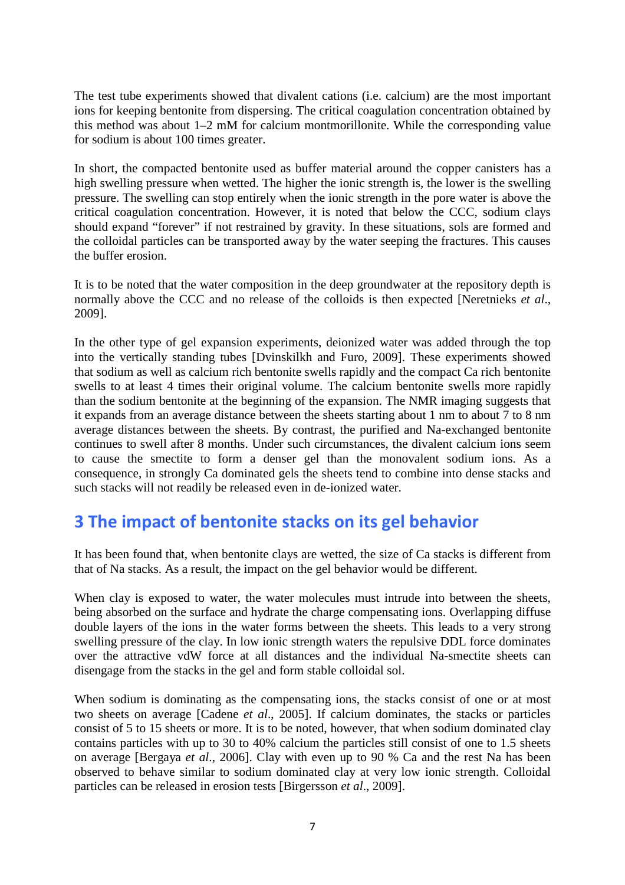The test tube experiments showed that divalent cations (i.e. calcium) are the most important ions for keeping bentonite from dispersing. The critical coagulation concentration obtained by this method was about 1–2 mM for calcium montmorillonite. While the corresponding value for sodium is about 100 times greater.

In short, the compacted bentonite used as buffer material around the copper canisters has a high swelling pressure when wetted. The higher the ionic strength is, the lower is the swelling pressure. The swelling can stop entirely when the ionic strength in the pore water is above the critical coagulation concentration. However, it is noted that below the CCC, sodium clays should expand "forever" if not restrained by gravity. In these situations, sols are formed and the colloidal particles can be transported away by the water seeping the fractures. This causes the buffer erosion.

It is to be noted that the water composition in the deep groundwater at the repository depth is normally above the CCC and no release of the colloids is then expected [Neretnieks *et al*., 2009].

In the other type of gel expansion experiments, deionized water was added through the top into the vertically standing tubes [Dvinskilkh and Furo, 2009]. These experiments showed that sodium as well as calcium rich bentonite swells rapidly and the compact Ca rich bentonite swells to at least 4 times their original volume. The calcium bentonite swells more rapidly than the sodium bentonite at the beginning of the expansion. The NMR imaging suggests that it expands from an average distance between the sheets starting about 1 nm to about 7 to 8 nm average distances between the sheets. By contrast, the purified and Na-exchanged bentonite continues to swell after 8 months. Under such circumstances, the divalent calcium ions seem to cause the smectite to form a denser gel than the monovalent sodium ions. As a consequence, in strongly Ca dominated gels the sheets tend to combine into dense stacks and such stacks will not readily be released even in de-ionized water.

# 3 The impact of bentonite stacks on its gel behavior

It has been found that, when bentonite clays are wetted, the size of Ca stacks is different from that of Na stacks. As a result, the impact on the gel behavior would be different.

When clay is exposed to water, the water molecules must intrude into between the sheets, being absorbed on the surface and hydrate the charge compensating ions. Overlapping diffuse double layers of the ions in the water forms between the sheets. This leads to a very strong swelling pressure of the clay. In low ionic strength waters the repulsive DDL force dominates over the attractive vdW force at all distances and the individual Na-smectite sheets can disengage from the stacks in the gel and form stable colloidal sol.

When sodium is dominating as the compensating ions, the stacks consist of one or at most two sheets on average [Cadene *et al*., 2005]. If calcium dominates, the stacks or particles consist of 5 to 15 sheets or more. It is to be noted, however, that when sodium dominated clay contains particles with up to 30 to 40% calcium the particles still consist of one to 1.5 sheets on average [Bergaya *et al*., 2006]. Clay with even up to 90 % Ca and the rest Na has been observed to behave similar to sodium dominated clay at very low ionic strength. Colloidal particles can be released in erosion tests [Birgersson *et al*., 2009].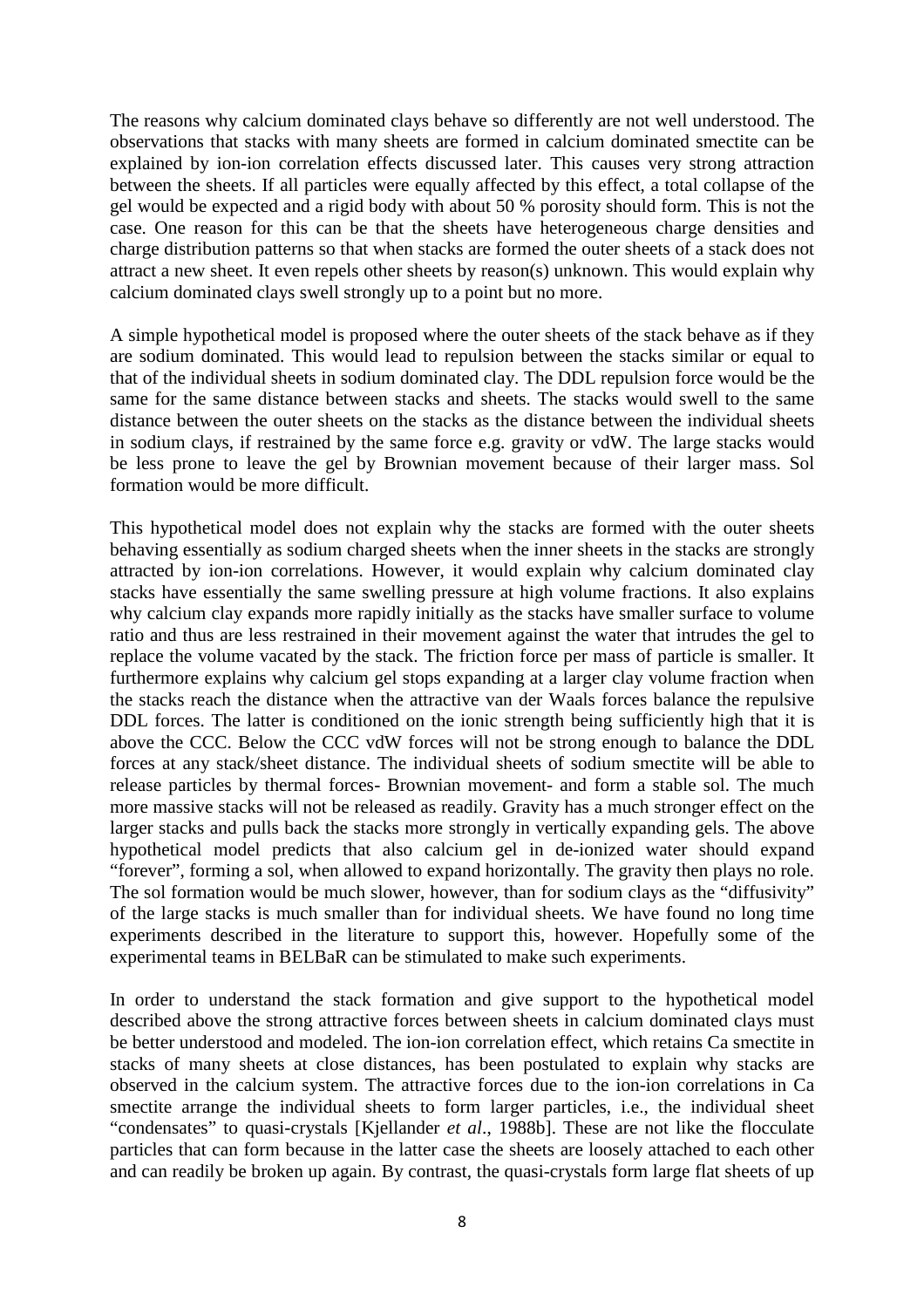The reasons why calcium dominated clays behave so differently are not well understood. The observations that stacks with many sheets are formed in calcium dominated smectite can be explained by ion-ion correlation effects discussed later. This causes very strong attraction between the sheets. If all particles were equally affected by this effect, a total collapse of the gel would be expected and a rigid body with about 50 % porosity should form. This is not the case. One reason for this can be that the sheets have heterogeneous charge densities and charge distribution patterns so that when stacks are formed the outer sheets of a stack does not attract a new sheet. It even repels other sheets by reason(s) unknown. This would explain why calcium dominated clays swell strongly up to a point but no more.

A simple hypothetical model is proposed where the outer sheets of the stack behave as if they are sodium dominated. This would lead to repulsion between the stacks similar or equal to that of the individual sheets in sodium dominated clay. The DDL repulsion force would be the same for the same distance between stacks and sheets. The stacks would swell to the same distance between the outer sheets on the stacks as the distance between the individual sheets in sodium clays, if restrained by the same force e.g. gravity or vdW. The large stacks would be less prone to leave the gel by Brownian movement because of their larger mass. Sol formation would be more difficult.

This hypothetical model does not explain why the stacks are formed with the outer sheets behaving essentially as sodium charged sheets when the inner sheets in the stacks are strongly attracted by ion-ion correlations. However, it would explain why calcium dominated clay stacks have essentially the same swelling pressure at high volume fractions. It also explains why calcium clay expands more rapidly initially as the stacks have smaller surface to volume ratio and thus are less restrained in their movement against the water that intrudes the gel to replace the volume vacated by the stack. The friction force per mass of particle is smaller. It furthermore explains why calcium gel stops expanding at a larger clay volume fraction when the stacks reach the distance when the attractive van der Waals forces balance the repulsive DDL forces. The latter is conditioned on the ionic strength being sufficiently high that it is above the CCC. Below the CCC vdW forces will not be strong enough to balance the DDL forces at any stack/sheet distance. The individual sheets of sodium smectite will be able to release particles by thermal forces- Brownian movement- and form a stable sol. The much more massive stacks will not be released as readily. Gravity has a much stronger effect on the larger stacks and pulls back the stacks more strongly in vertically expanding gels. The above hypothetical model predicts that also calcium gel in de-ionized water should expand "forever", forming a sol, when allowed to expand horizontally. The gravity then plays no role. The sol formation would be much slower, however, than for sodium clays as the "diffusivity" of the large stacks is much smaller than for individual sheets. We have found no long time experiments described in the literature to support this, however. Hopefully some of the experimental teams in BELBaR can be stimulated to make such experiments.

In order to understand the stack formation and give support to the hypothetical model described above the strong attractive forces between sheets in calcium dominated clays must be better understood and modeled. The ion-ion correlation effect, which retains Ca smectite in stacks of many sheets at close distances, has been postulated to explain why stacks are observed in the calcium system. The attractive forces due to the ion-ion correlations in Ca smectite arrange the individual sheets to form larger particles, i.e., the individual sheet "condensates" to quasi-crystals [Kjellander *et al*., 1988b]. These are not like the flocculate particles that can form because in the latter case the sheets are loosely attached to each other and can readily be broken up again. By contrast, the quasi-crystals form large flat sheets of up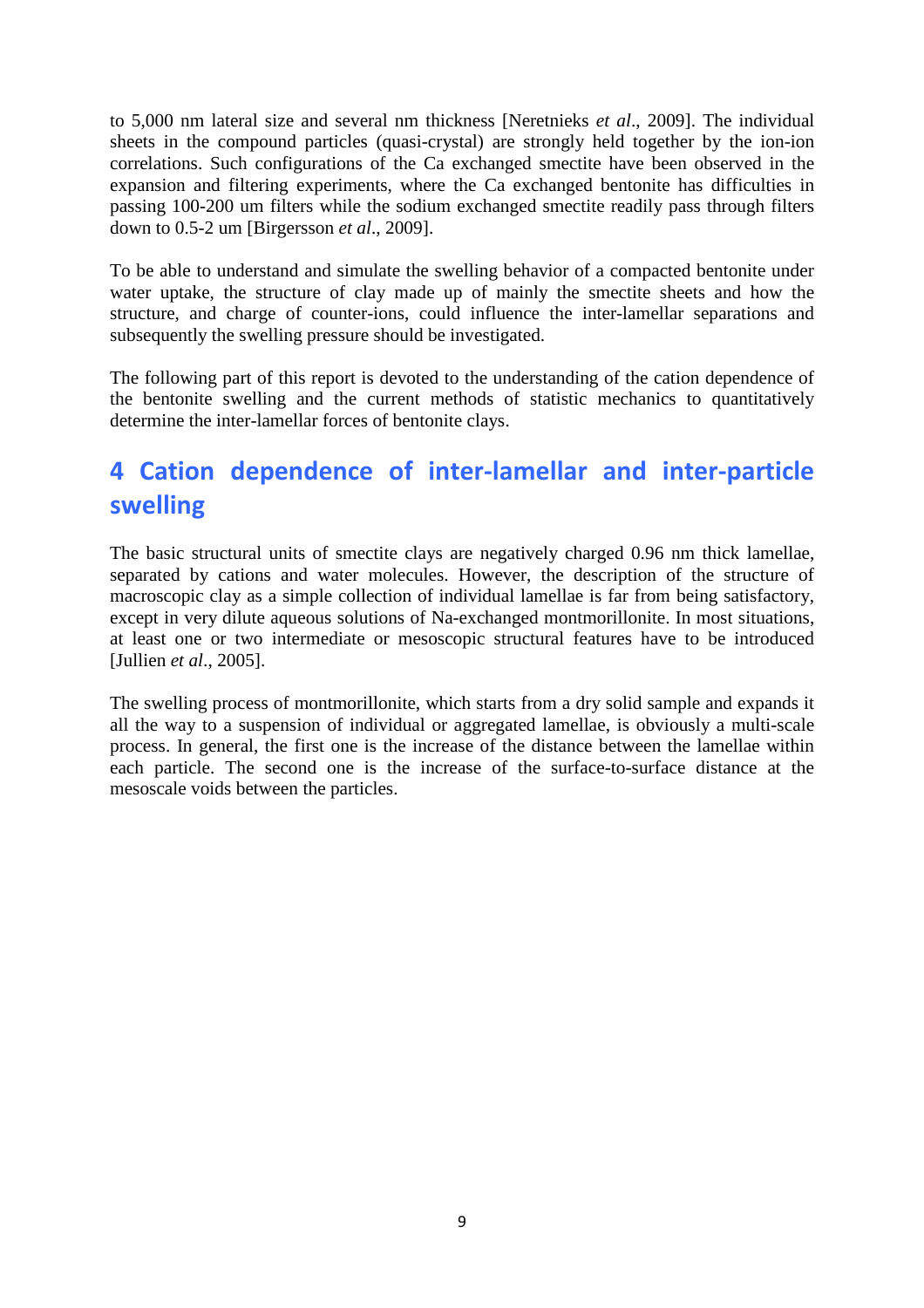to 5,000 nm lateral size and several nm thickness [Neretnieks *et al*., 2009]. The individual sheets in the compound particles (quasi-crystal) are strongly held together by the ion-ion correlations. Such configurations of the Ca exchanged smectite have been observed in the expansion and filtering experiments, where the Ca exchanged bentonite has difficulties in passing 100-200 um filters while the sodium exchanged smectite readily pass through filters down to 0.5-2 um [Birgersson *et al*., 2009].

To be able to understand and simulate the swelling behavior of a compacted bentonite under water uptake, the structure of clay made up of mainly the smectite sheets and how the structure, and charge of counter-ions, could influence the inter-lamellar separations and subsequently the swelling pressure should be investigated.

The following part of this report is devoted to the understanding of the cation dependence of the bentonite swelling and the current methods of statistic mechanics to quantitatively determine the inter-lamellar forces of bentonite clays.

# 4 Cation dependence of inter-lamellar and inter-particle swelling

The basic structural units of smectite clays are negatively charged 0.96 nm thick lamellae, separated by cations and water molecules. However, the description of the structure of macroscopic clay as a simple collection of individual lamellae is far from being satisfactory, except in very dilute aqueous solutions of Na-exchanged montmorillonite. In most situations, at least one or two intermediate or mesoscopic structural features have to be introduced [Jullien *et al*., 2005].

The swelling process of montmorillonite, which starts from a dry solid sample and expands it all the way to a suspension of individual or aggregated lamellae, is obviously a multi-scale process. In general, the first one is the increase of the distance between the lamellae within each particle. The second one is the increase of the surface-to-surface distance at the mesoscale voids between the particles.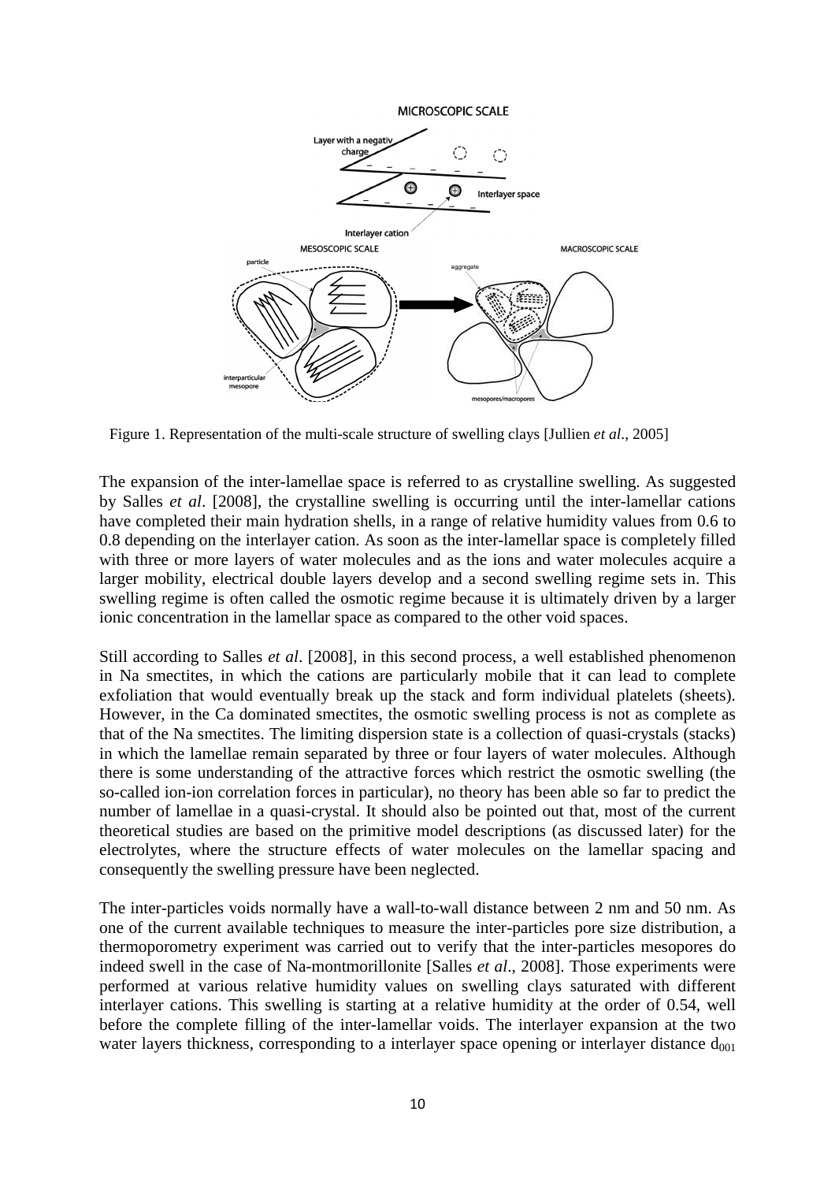Figure 1. Representation of the multi-scale structure of swelling clays [Jullien *et al*., 2005]

The expansion of the inter-lamellae space is referred to as crystalline swelling. As suggested by Salles *et al*. [2008], the crystalline swelling is occurring until the inter-lamellar cations have completed their main hydration shells, in a range of relative humidity values from 0.6 to 0.8 depending on the interlayer cation. As soon as the inter-lamellar space is completely filled with three or more layers of water molecules and as the ions and water molecules acquire a larger mobility, electrical double layers develop and a second swelling regime sets in. This swelling regime is often called the osmotic regime because it is ultimately driven by a larger ionic concentration in the lamellar space as compared to the other void spaces.

Still according to Salles *et al*. [2008], in this second process, a well established phenomenon in Na smectites, in which the cations are particularly mobile that it can lead to complete exfoliation that would eventually break up the stack and form individual platelets (sheets). However, in the Ca dominated smectites, the osmotic swelling process is not as complete as that of the Na smectites. The limiting dispersion state is a collection of quasi-crystals (stacks) in which the lamellae remain separated by three or four layers of water molecules. Although there is some understanding of the attractive forces which restrict the osmotic swelling (the so-called ion-ion correlation forces in particular), no theory has been able so far to predict the number of lamellae in a quasi-crystal. It should also be pointed out that, most of the current theoretical studies are based on the primitive model descriptions (as discussed later) for the electrolytes, where the structure effects of water molecules on the lamellar spacing and consequently the swelling pressure have been neglected.

The inter-particles voids normally have a wall-to-wall distance between 2 nm and 50 nm. As one of the current available techniques to measure the inter-particles pore size distribution, a thermoporometry experiment was carried out to verify that the inter-particles mesopores do indeed swell in the case of Na-montmorillonite [Salles *et al*., 2008]. Those experiments were performed at various relative humidity values on swelling clays saturated with different interlayer cations. This swelling is starting at a relative humidity at the order of 0.54, well before the complete filling of the inter-lamellar voids. The interlayer expansion at the two water layers thickness, corresponding to a interlayer space opening or interlayer distance $d_{001}$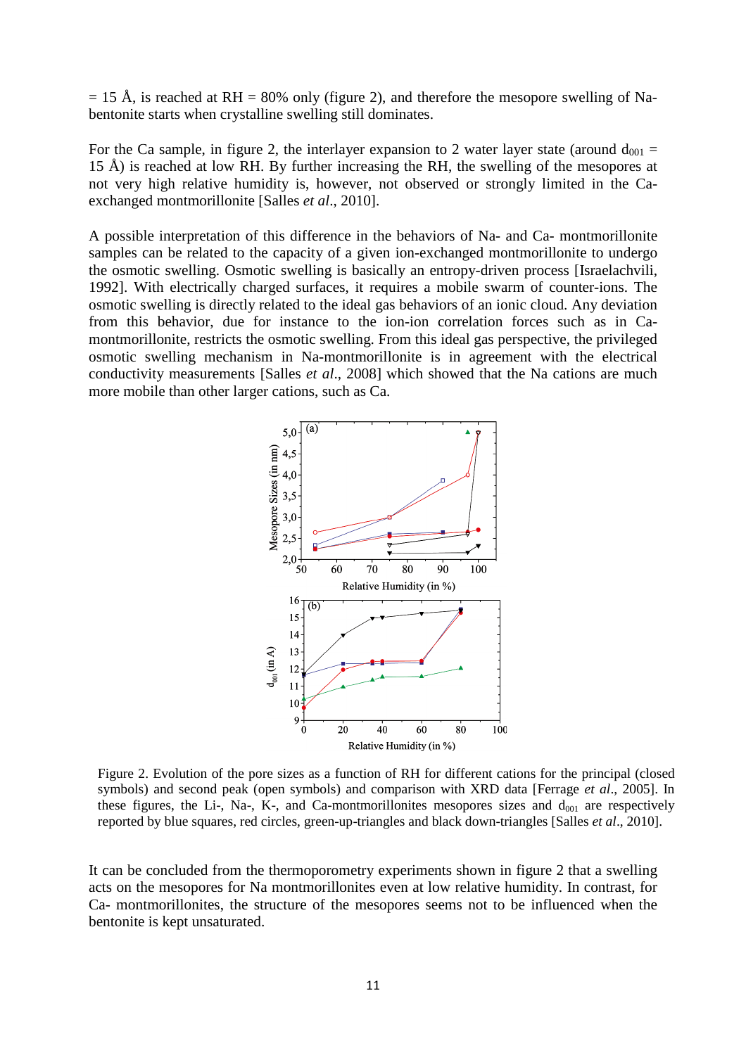= 15 Å, is reached at RH = 80% only (figure 2), and therefore the mesopore swelling of Na-bentonite starts when crystalline swelling still dominates.

For the Ca sample, in figure 2, the interlayer expansion to 2 water layer state (around $d_{001}$ = 15 Å) is reached at low RH. By further increasing the RH, the swelling of the mesopores at not very high relative humidity is, however, not observed or strongly limited in the Ca-exchanged montmorillonite [Salles *et al*., 2010].

A possible interpretation of this difference in the behaviors of Na- and Ca- montmorillonite samples can be related to the capacity of a given ion-exchanged montmorillonite to undergo the osmotic swelling. Osmotic swelling is basically an entropy-driven process [Israelachvili, 1992]. With electrically charged surfaces, it requires a mobile swarm of counter-ions. The osmotic swelling is directly related to the ideal gas behaviors of an ionic cloud. Any deviation from this behavior, due for instance to the ion-ion correlation forces such as in Ca-montmorillonite, restricts the osmotic swelling. From this ideal gas perspective, the privileged osmotic swelling mechanism in Na-montmorillonite is in agreement with the electrical conductivity measurements [Salles *et al*., 2008] which showed that the Na cations are much more mobile than other larger cations, such as Ca.

Figure 2. Evolution of the pore sizes as a function of RH for different cations for the principal (closed symbols) and second peak (open symbols) and comparison with XRD data [Ferrage *et al*., 2005]. In these figures, the Li-, Na-, K-, and Ca-montmorillonites mesopores sizes and $d_{001}$ are respectively reported by blue squares, red circles, green-up-triangles and black down-triangles [Salles *et al*., 2010].

It can be concluded from the thermoporometry experiments shown in figure 2 that a swelling acts on the mesopores for Na montmorillonites even at low relative humidity. In contrast, for Ca- montmorillonites, the structure of the mesopores seems not to be influenced when the bentonite is kept unsaturated.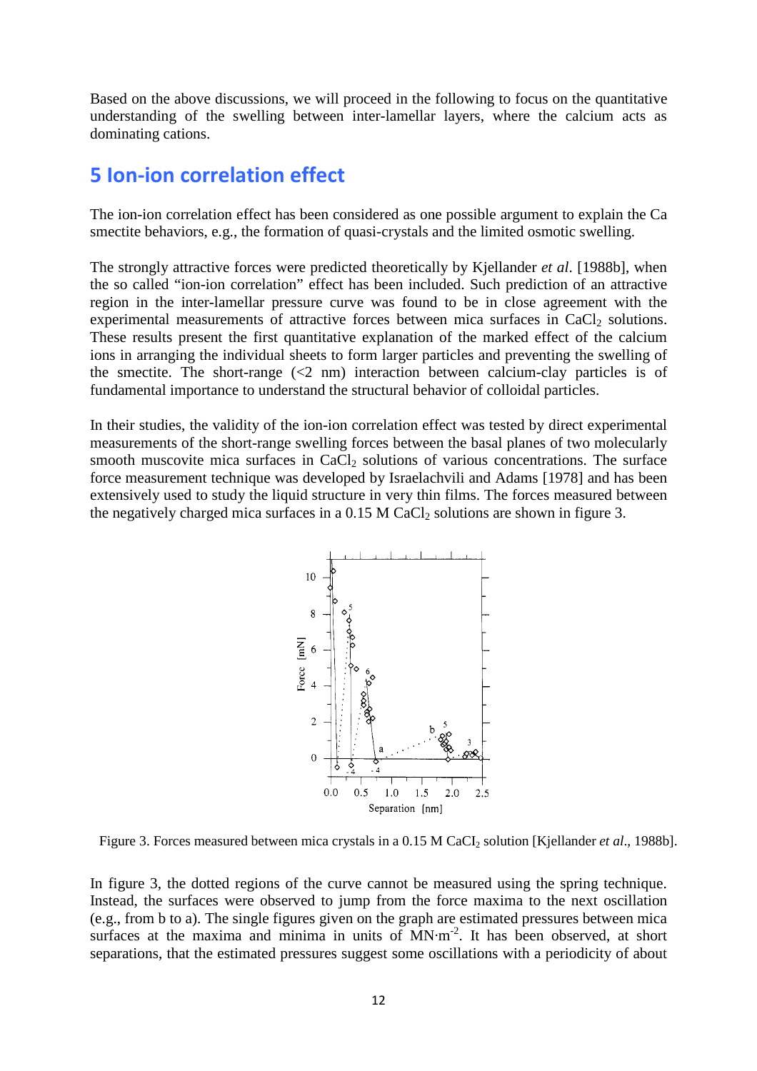Based on the above discussions, we will proceed in the following to focus on the quantitative understanding of the swelling between inter-lamellar layers, where the calcium acts as dominating cations.

# 5 Ion-ion correlation effect

The ion-ion correlation effect has been considered as one possible argument to explain the Ca smectite behaviors, e.g., the formation of quasi-crystals and the limited osmotic swelling.

The strongly attractive forces were predicted theoretically by Kjellander *et al*. [1988b], when the so called "ion-ion correlation" effect has been included. Such prediction of an attractive region in the inter-lamellar pressure curve was found to be in close agreement with the experimental measurements of attractive forces between mica surfaces in $CaCl_2$ solutions. These results present the first quantitative explanation of the marked effect of the calcium ions in arranging the individual sheets to form larger particles and preventing the swelling of the smectite. The short-range (<2 nm) interaction between calcium-clay particles is of fundamental importance to understand the structural behavior of colloidal particles.

In their studies, the validity of the ion-ion correlation effect was tested by direct experimental measurements of the short-range swelling forces between the basal planes of two molecularly smooth muscovite mica surfaces in $CaCl_2$ solutions of various concentrations. The surface force measurement technique was developed by Israelachvili and Adams [1978] and has been extensively used to study the liquid structure in very thin films. The forces measured between the negatively charged mica surfaces in a 0.15 M $CaCl_2$ solutions are shown in figure 3.

Figure 3. Forces measured between mica crystals in a 0.15 M $CaCl_2$ solution [Kjellander *et al*., 1988b].

In figure 3, the dotted regions of the curve cannot be measured using the spring technique. Instead, the surfaces were observed to jump from the force maxima to the next oscillation (e.g., from b to a). The single figures given on the graph are estimated pressures between mica surfaces at the maxima and minima in units of $MN{\cdot}m^{-2}$. It has been observed, at short separations, that the estimated pressures suggest some oscillations with a periodicity of about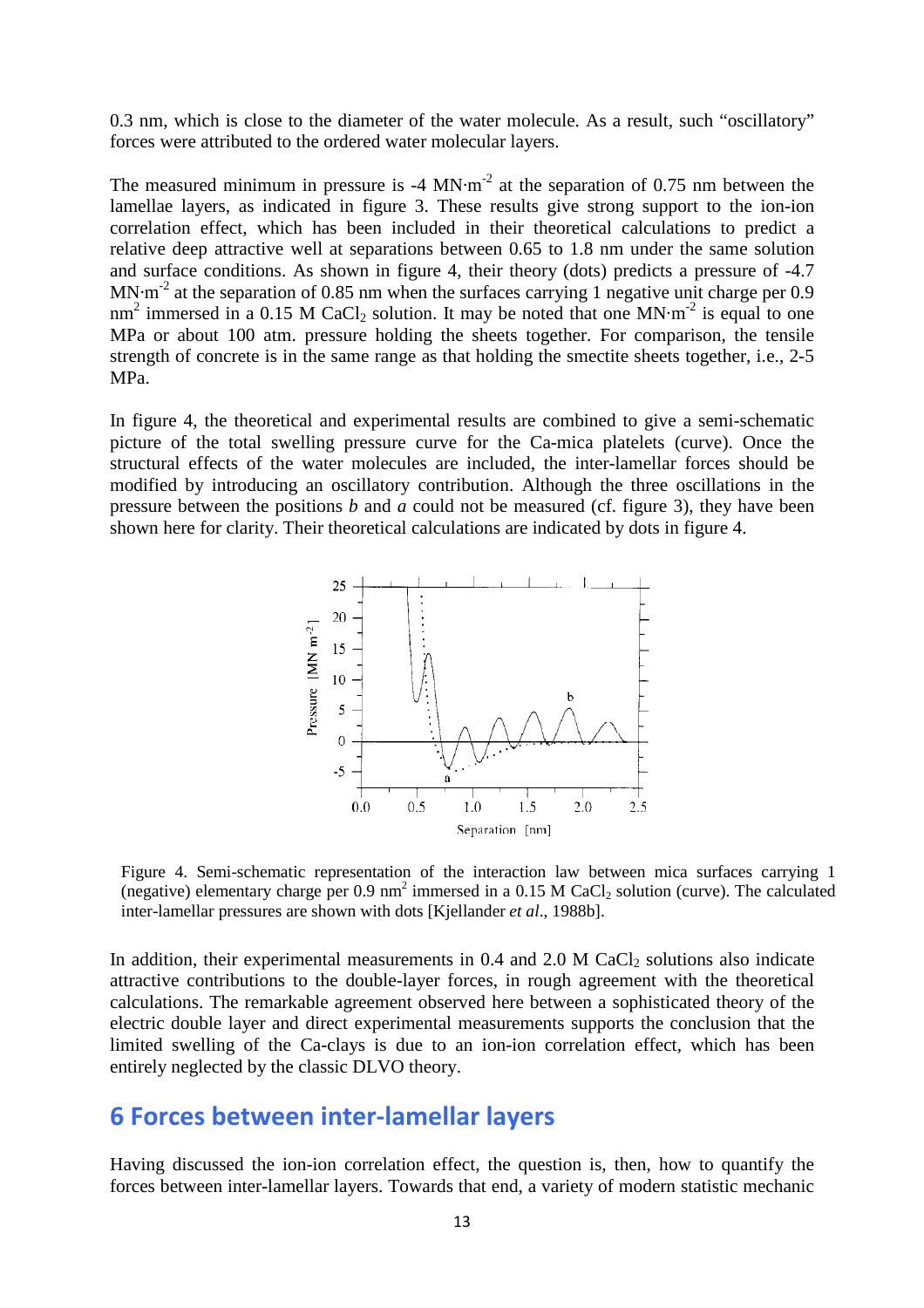0.3 nm, which is close to the diameter of the water molecule. As a result, such “oscillatory” forces were attributed to the ordered water molecular layers.

The measured minimum in pressure is -4 $MN{\cdot}m^{-2}$ at the separation of 0.75 nm between the lamellae layers, as indicated in figure 3. These results give strong support to the ion-ion correlation effect, which has been included in their theoretical calculations to predict a relative deep attractive well at separations between 0.65 to 1.8 nm under the same solution and surface conditions. As shown in figure 4, their theory (dots) predicts a pressure of -4.7 $MN{\cdot}m^{-2}$ at the separation of 0.85 nm when the surfaces carrying 1 negative unit charge per 0.9 $nm^2$ immersed in a 0.15 M $CaCl_2$ solution. It may be noted that one $MN{\cdot}m^{-2}$ is equal to one MPa or about 100 atm. pressure holding the sheets together. For comparison, the tensile strength of concrete is in the same range as that holding the smectite sheets together, i.e., 2-5 MPa.

In figure 4, the theoretical and experimental results are combined to give a semi-schematic picture of the total swelling pressure curve for the Ca-mica platelets (curve). Once the structural effects of the water molecules are included, the inter-lamellar forces should be modified by introducing an oscillatory contribution. Although the three oscillations in the pressure between the positions *b* and *a* could not be measured (cf. figure 3), they have been shown here for clarity. Their theoretical calculations are indicated by dots in figure 4.

Figure 4. Semi-schematic representation of the interaction law between mica surfaces carrying 1 (negative) elementary charge per 0.9 $nm^2$ immersed in a 0.15 M $CaCl_2$ solution (curve). The calculated inter-lamellar pressures are shown with dots [Kjellander *et al*., 1988b].

In addition, their experimental measurements in 0.4 and 2.0 M $CaCl_2$ solutions also indicate attractive contributions to the double-layer forces, in rough agreement with the theoretical calculations. The remarkable agreement observed here between a sophisticated theory of the electric double layer and direct experimental measurements supports the conclusion that the limited swelling of the Ca-clays is due to an ion-ion correlation effect, which has been entirely neglected by the classic DLVO theory.

# 6 Forces between inter-lamellar layers

Having discussed the ion-ion correlation effect, the question is, then, how to quantify the forces between inter-lamellar layers. Towards that end, a variety of modern statistic mechanic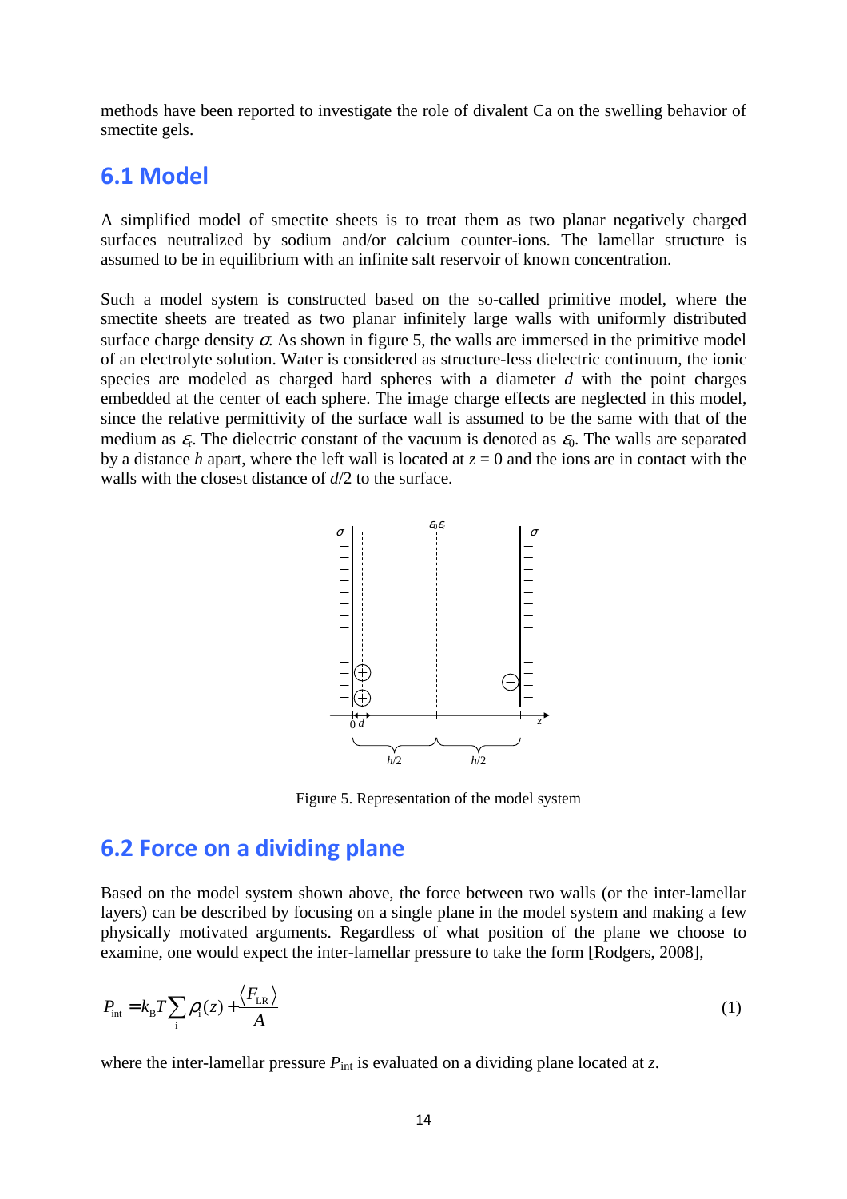methods have been reported to investigate the role of divalent Ca on the swelling behavior of smectite gels.

## 6.1 Model

A simplified model of smectite sheets is to treat them as two planar negatively charged surfaces neutralized by sodium and/or calcium counter-ions. The lamellar structure is assumed to be in equilibrium with an infinite salt reservoir of known concentration.

Such a model system is constructed based on the so-called primitive model, where the smectite sheets are treated as two planar infinitely large walls with uniformly distributed surface charge density $\sigma$. As shown in figure 5, the walls are immersed in the primitive model of an electrolyte solution. Water is considered as structure-less dielectric continuum, the ionic species are modeled as charged hard spheres with a diameter $d$ with the point charges embedded at the center of each sphere. The image charge effects are neglected in this model, since the relative permittivity of the surface wall is assumed to be the same with that of the medium as $\varepsilon_r$. The dielectric constant of the vacuum is denoted as $\varepsilon_0$. The walls are separated by a distance $h$ apart, where the left wall is located at $z = 0$ and the ions are in contact with the walls with the closest distance of $d/2$ to the surface.

Figure 5. Representation of the model system

## 6.2 Force on a dividing plane

Based on the model system shown above, the force between two walls (or the inter-lamellar layers) can be described by focusing on a single plane in the model system and making a few physically motivated arguments. Regardless of what position of the plane we choose to examine, one would expect the inter-lamellar pressure to take the form [Rodgers, 2008],

$$P_{\text{int}} = k_{\text{B}}T\sum_{\text{i}} \rho_{\text{i}}(z) + \frac{\langle F_{\text{LR}} \rangle}{A} \tag{1}$$

where the inter-lamellar pressure $P_{\text{int}}$ is evaluated on a dividing plane located at $z$.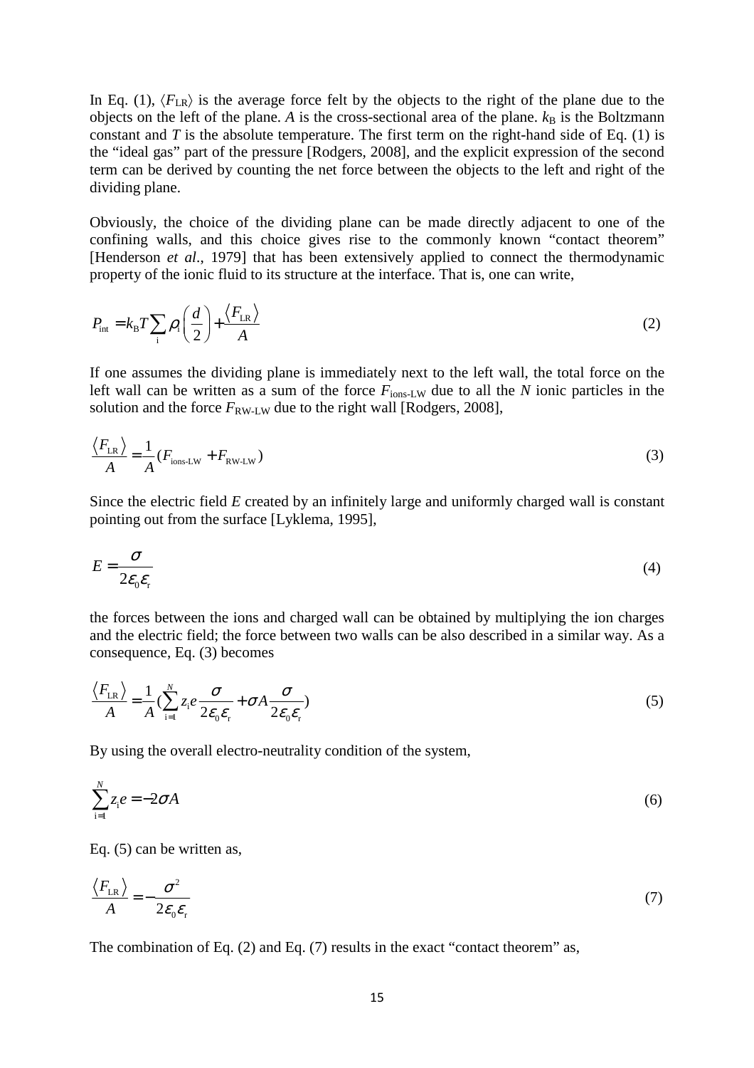In Eq. (1), $\langle F_{\mathrm{LR}} \rangle$ is the average force felt by the objects to the right of the plane due to the objects on the left of the plane. $A$ is the cross-sectional area of the plane. $k_{\mathrm{B}}$ is the Boltzmann constant and $T$ is the absolute temperature. The first term on the right-hand side of Eq. (1) is the "ideal gas" part of the pressure [Rodgers, 2008], and the explicit expression of the second term can be derived by counting the net force between the objects to the left and right of the dividing plane.

Obviously, the choice of the dividing plane can be made directly adjacent to one of the confining walls, and this choice gives rise to the commonly known "contact theorem" [Henderson *et al*., 1979] that has been extensively applied to connect the thermodynamic property of the ionic fluid to its structure at the interface. That is, one can write,

$$P_{\mathrm{int}} = k_{\mathrm{B}} T \sum_{\mathrm{i}} \rho_{\mathrm{i}} \left( \frac{d}{2} \right) + \frac{\langle F_{\mathrm{LR}} \rangle}{A} \tag{2}$$

If one assumes the dividing plane is immediately next to the left wall, the total force on the left wall can be written as a sum of the force $F_{\mathrm{ions\text{-}LW}}$ due to all the $N$ ionic particles in the solution and the force $F_{\mathrm{RW\text{-}LW}}$ due to the right wall [Rodgers, 2008],

$$\frac{\langle F_{\mathrm{LR}} \rangle}{A} = \frac{1}{A} (F_{\mathrm{ions\text{-}LW}} + F_{\mathrm{RW\text{-}LW}}) \tag{3}$$

Since the electric field $E$ created by an infinitely large and uniformly charged wall is constant pointing out from the surface [Lyklema, 1995],

$$E = \frac{\sigma}{2\varepsilon_0 \varepsilon_{\mathrm{r}}} \tag{4}$$

the forces between the ions and charged wall can be obtained by multiplying the ion charges and the electric field; the force between two walls can be also described in a similar way. As a consequence, Eq. (3) becomes

$$\frac{\langle F_{\mathrm{LR}} \rangle}{A} = \frac{1}{A} \left( \sum_{\mathrm{i}=1}^{N} z_{\mathrm{i}} e \frac{\sigma}{2\varepsilon_0 \varepsilon_{\mathrm{r}}} + \sigma A \frac{\sigma}{2\varepsilon_0 \varepsilon_{\mathrm{r}}} \right) \tag{5}$$

By using the overall electro-neutrality condition of the system,

$$\sum_{\mathrm{i}=1}^{N} z_{\mathrm{i}} e = -2\sigma A \tag{6}$$

Eq. (5) can be written as,

$$\frac{\langle F_{\mathrm{LR}} \rangle}{A} = -\frac{\sigma^2}{2\varepsilon_0 \varepsilon_{\mathrm{r}}} \tag{7}$$

The combination of Eq. (2) and Eq. (7) results in the exact "contact theorem" as,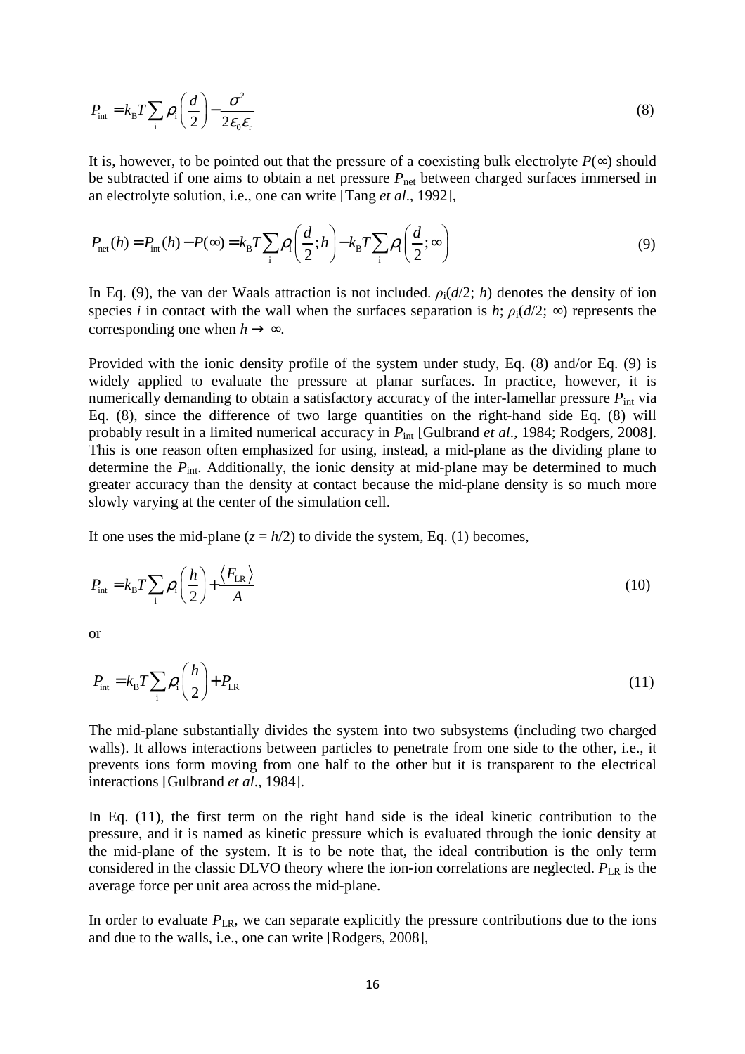$$P_{\text{int}} = k_{\text{B}}T\sum_{\text{i}} \rho_{\text{i}}\left(\frac{d}{2}\right) - \frac{\sigma^2}{2\varepsilon_0\varepsilon_{\text{r}}} \tag{8}$$

It is, however, to be pointed out that the pressure of a coexisting bulk electrolyte $P(\infty)$ should be subtracted if one aims to obtain a net pressure $P_{\text{net}}$ between charged surfaces immersed in an electrolyte solution, i.e., one can write [Tang *et al*., 1992],

$$P_{\text{net}}(h) = P_{\text{int}}(h) - P(\infty) = k_{\text{B}}T\sum_{\text{i}} \rho_{\text{i}}\left(\frac{d}{2};h\right) - k_{\text{B}}T\sum_{\text{i}} \rho_{\text{i}}\left(\frac{d}{2};\infty\right) \tag{9}$$

In Eq. (9), the van der Waals attraction is not included. $\rho_{\text{i}}(d/2;\, h)$ denotes the density of ion species *i* in contact with the wall when the surfaces separation is $h$; $\rho_{\text{i}}(d/2;\, \infty)$ represents the corresponding one when $h \to \infty$.

Provided with the ionic density profile of the system under study, Eq. (8) and/or Eq. (9) is widely applied to evaluate the pressure at planar surfaces. In practice, however, it is numerically demanding to obtain a satisfactory accuracy of the inter-lamellar pressure $P_{\text{int}}$ via Eq. (8), since the difference of two large quantities on the right-hand side Eq. (8) will probably result in a limited numerical accuracy in $P_{\text{int}}$ [Gulbrand *et al*., 1984; Rodgers, 2008]. This is one reason often emphasized for using, instead, a mid-plane as the dividing plane to determine the $P_{\text{int}}$. Additionally, the ionic density at mid-plane may be determined to much greater accuracy than the density at contact because the mid-plane density is so much more slowly varying at the center of the simulation cell.

If one uses the mid-plane ($z = h/2$) to divide the system, Eq. (1) becomes,

$$P_{\text{int}} = k_{\text{B}}T\sum_{\text{i}} \rho_{\text{i}}\left(\frac{h}{2}\right) + \frac{\langle F_{\text{LR}}\rangle}{A} \tag{10}$$

or

$$P_{\text{int}} = k_{\text{B}}T\sum_{\text{i}} \rho_{\text{i}}\left(\frac{h}{2}\right) + P_{\text{LR}} \tag{11}$$

The mid-plane substantially divides the system into two subsystems (including two charged walls). It allows interactions between particles to penetrate from one side to the other, i.e., it prevents ions form moving from one half to the other but it is transparent to the electrical interactions [Gulbrand *et al*., 1984].

In Eq. (11), the first term on the right hand side is the ideal kinetic contribution to the pressure, and it is named as kinetic pressure which is evaluated through the ionic density at the mid-plane of the system. It is to be note that, the ideal contribution is the only term considered in the classic DLVO theory where the ion-ion correlations are neglected. $P_{\text{LR}}$ is the average force per unit area across the mid-plane.

In order to evaluate $P_{\text{LR}}$, we can separate explicitly the pressure contributions due to the ions and due to the walls, i.e., one can write [Rodgers, 2008],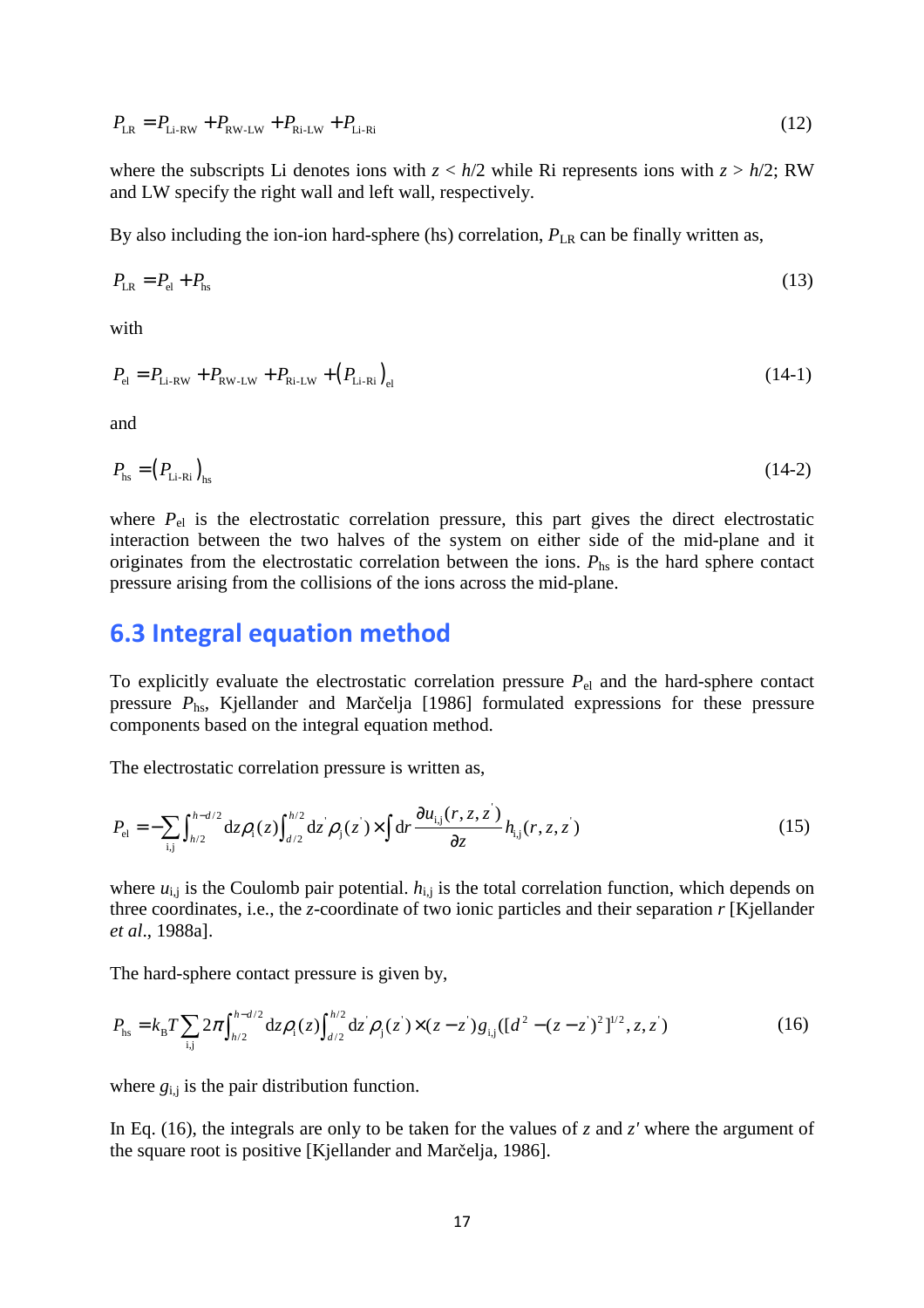$$P_{\mathrm{LR}} = P_{\mathrm{Li\text{-}RW}} + P_{\mathrm{RW\text{-}LW}} + P_{\mathrm{Ri\text{-}LW}} + P_{\mathrm{Li\text{-}Ri}} \tag{12}$$

where the subscripts Li denotes ions with $z < h/2$ while Ri represents ions with $z > h/2$; RW and LW specify the right wall and left wall, respectively.

By also including the ion-ion hard-sphere (hs) correlation, $P_{\mathrm{LR}}$ can be finally written as,

$$P_{\mathrm{LR}} = P_{\mathrm{el}} + P_{\mathrm{hs}} \tag{13}$$

with

$$P_{\mathrm{el}} = P_{\mathrm{Li\text{-}RW}} + P_{\mathrm{RW\text{-}LW}} + P_{\mathrm{Ri\text{-}LW}} + \left(P_{\mathrm{Li\text{-}Ri}}\right)_{\mathrm{el}} \tag{14-1}$$

and

$$P_{\mathrm{hs}} = \left(P_{\mathrm{Li\text{-}Ri}}\right)_{\mathrm{hs}} \tag{14-2}$$

where $P_{\mathrm{el}}$ is the electrostatic correlation pressure, this part gives the direct electrostatic interaction between the two halves of the system on either side of the mid-plane and it originates from the electrostatic correlation between the ions. $P_{\mathrm{hs}}$ is the hard sphere contact pressure arising from the collisions of the ions across the mid-plane.

## 6.3 Integral equation method

To explicitly evaluate the electrostatic correlation pressure $P_{\mathrm{el}}$ and the hard-sphere contact pressure $P_{\mathrm{hs}}$, Kjellander and Marčelja [1986] formulated expressions for these pressure components based on the integral equation method.

The electrostatic correlation pressure is written as,

$$P_{\mathrm{el}} = -\sum_{\mathrm{i,j}} \int_{h/2}^{h-d/2} \mathrm{d}z \rho_{\mathrm{i}}(z) \int_{d/2}^{h/2} \mathrm{d}z' \rho_{\mathrm{j}}(z') \times \int \mathrm{d}r \frac{\partial u_{\mathrm{i,j}}(r,z,z')}{\partial z} h_{\mathrm{i,j}}(r,z,z') \tag{15}$$

where $u_{\mathrm{i,j}}$ is the Coulomb pair potential. $h_{\mathrm{i,j}}$ is the total correlation function, which depends on three coordinates, i.e., the $z$-coordinate of two ionic particles and their separation $r$ [Kjellander *et al*., 1988a].

The hard-sphere contact pressure is given by,

$$P_{\mathrm{hs}} = k_{\mathrm{B}}T \sum_{\mathrm{i,j}} 2\pi \int_{h/2}^{h-d/2} \mathrm{d}z \rho_{\mathrm{i}}(z) \int_{d/2}^{h/2} \mathrm{d}z' \rho_{\mathrm{j}}(z') \times (z - z') g_{\mathrm{i,j}}([d^2 - (z-z')^2]^{1/2}, z, z') \tag{16}$$

where $g_{\mathrm{i,j}}$ is the pair distribution function.

In Eq. (16), the integrals are only to be taken for the values of $z$ and $z'$ where the argument of the square root is positive [Kjellander and Marčelja, 1986].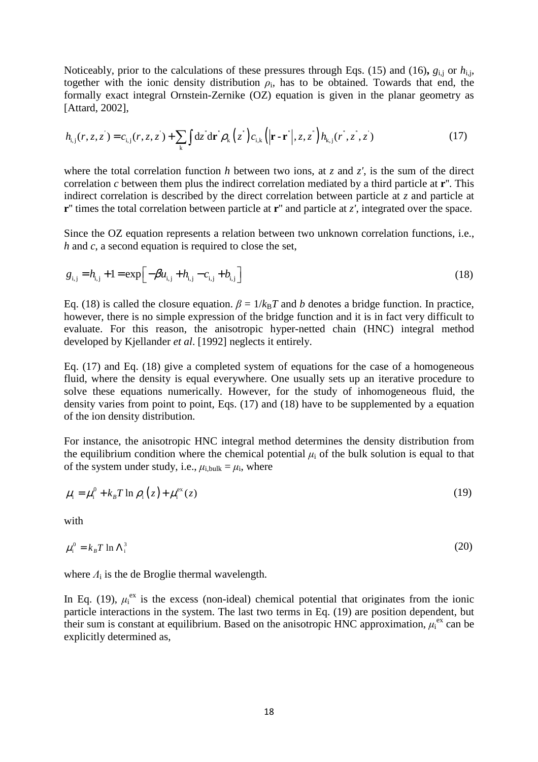Noticeably, prior to the calculations of these pressures through Eqs. (15) and (16), $g_{i,j}$ or $h_{i,j}$, together with the ionic density distribution $\rho_i$, has to be obtained. Towards that end, the formally exact integral Ornstein-Zernike (OZ) equation is given in the planar geometry as [Attard, 2002],

$$h_{i,j}(r,z,z') = c_{i,j}(r,z,z') + \sum_{k} \int dz'' d\mathbf{r}'' \rho_k(z'') c_{i,k}\left(|\mathbf{r} - \mathbf{r}''|, z, z''\right) h_{k,j}(r'', z'', z') \tag{17}$$

where the total correlation function *h* between two ions, at *z* and *z′*, is the sum of the direct correlation *c* between them plus the indirect correlation mediated by a third particle at **r**″. This indirect correlation is described by the direct correlation between particle at *z* and particle at **r**″ times the total correlation between particle at **r**″ and particle at *z′*, integrated over the space.

Since the OZ equation represents a relation between two unknown correlation functions, i.e., *h* and *c*, a second equation is required to close the set,

$$g_{i,j} = h_{i,j} + 1 = \exp\left[-\beta u_{i,j} + h_{i,j} - c_{i,j} + b_{i,j}\right] \tag{18}$$

Eq. (18) is called the closure equation. $\beta = 1/k_B T$ and *b* denotes a bridge function. In practice, however, there is no simple expression of the bridge function and it is in fact very difficult to evaluate. For this reason, the anisotropic hyper-netted chain (HNC) integral method developed by Kjellander *et al*. [1992] neglects it entirely.

Eq. (17) and Eq. (18) give a completed system of equations for the case of a homogeneous fluid, where the density is equal everywhere. One usually sets up an iterative procedure to solve these equations numerically. However, for the study of inhomogeneous fluid, the density varies from point to point, Eqs. (17) and (18) have to be supplemented by a equation of the ion density distribution.

For instance, the anisotropic HNC integral method determines the density distribution from the equilibrium condition where the chemical potential $\mu_i$ of the bulk solution is equal to that of the system under study, i.e., $\mu_{i,bulk} = \mu_i$, where

$$\mu_i = \mu_i^0 + k_B T \ln \rho_i(z) + \mu_i^{ex}(z) \tag{19}$$

with

$$\mu_i^0 = k_B T \ln \Lambda_i^3 \tag{20}$$

where $\Lambda_i$ is the de Broglie thermal wavelength.

In Eq. (19), $\mu_i^{ex}$ is the excess (non-ideal) chemical potential that originates from the ionic particle interactions in the system. The last two terms in Eq. (19) are position dependent, but their sum is constant at equilibrium. Based on the anisotropic HNC approximation, $\mu_i^{ex}$ can be explicitly determined as,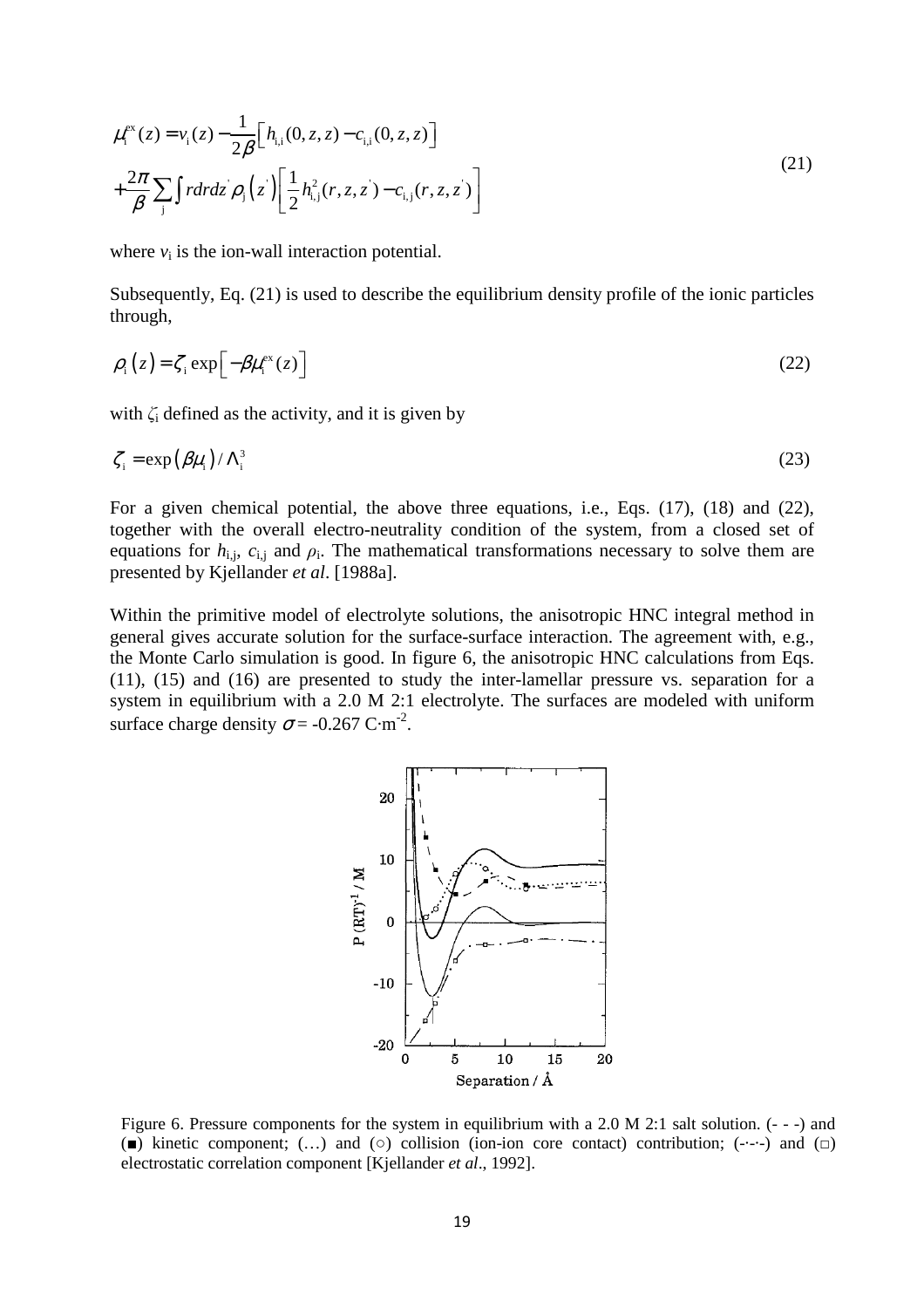$$\mu_i^{ex}(z) = v_i(z) - \frac{1}{2\beta}\left[h_{i,i}(0,z,z) - c_{i,i}(0,z,z)\right] + \frac{2\pi}{\beta}\sum_j \int r dr dz' \rho_j\left(z'\right)\left[\frac{1}{2}h_{i,j}^2(r,z,z') - c_{i,j}(r,z,z')\right] \tag{21}$$

where $v_i$ is the ion-wall interaction potential.

Subsequently, Eq. (21) is used to describe the equilibrium density profile of the ionic particles through,

$$\rho_i(z) = \zeta_i \exp\left[-\beta\mu_i^{ex}(z)\right] \tag{22}$$

with $\zeta_i$ defined as the activity, and it is given by

$$\zeta_i = \exp\left(\beta\mu_i\right)/\Lambda_i^3 \tag{23}$$

For a given chemical potential, the above three equations, i.e., Eqs. (17), (18) and (22), together with the overall electro-neutrality condition of the system, from a closed set of equations for $h_{i,j}$, $c_{i,j}$ and $\rho_i$. The mathematical transformations necessary to solve them are presented by Kjellander *et al*. [1988a].

Within the primitive model of electrolyte solutions, the anisotropic HNC integral method in general gives accurate solution for the surface-surface interaction. The agreement with, e.g., the Monte Carlo simulation is good. In figure 6, the anisotropic HNC calculations from Eqs. (11), (15) and (16) are presented to study the inter-lamellar pressure vs. separation for a system in equilibrium with a 2.0 M 2:1 electrolyte. The surfaces are modeled with uniform surface charge density $\sigma$ = -0.267 C·m$^{-2}$.

Figure 6. Pressure components for the system in equilibrium with a 2.0 M 2:1 salt solution. (- - -) and (■) kinetic component; (…) and (○) collision (ion-ion core contact) contribution; (-·-·-) and (□) electrostatic correlation component [Kjellander *et al*., 1992].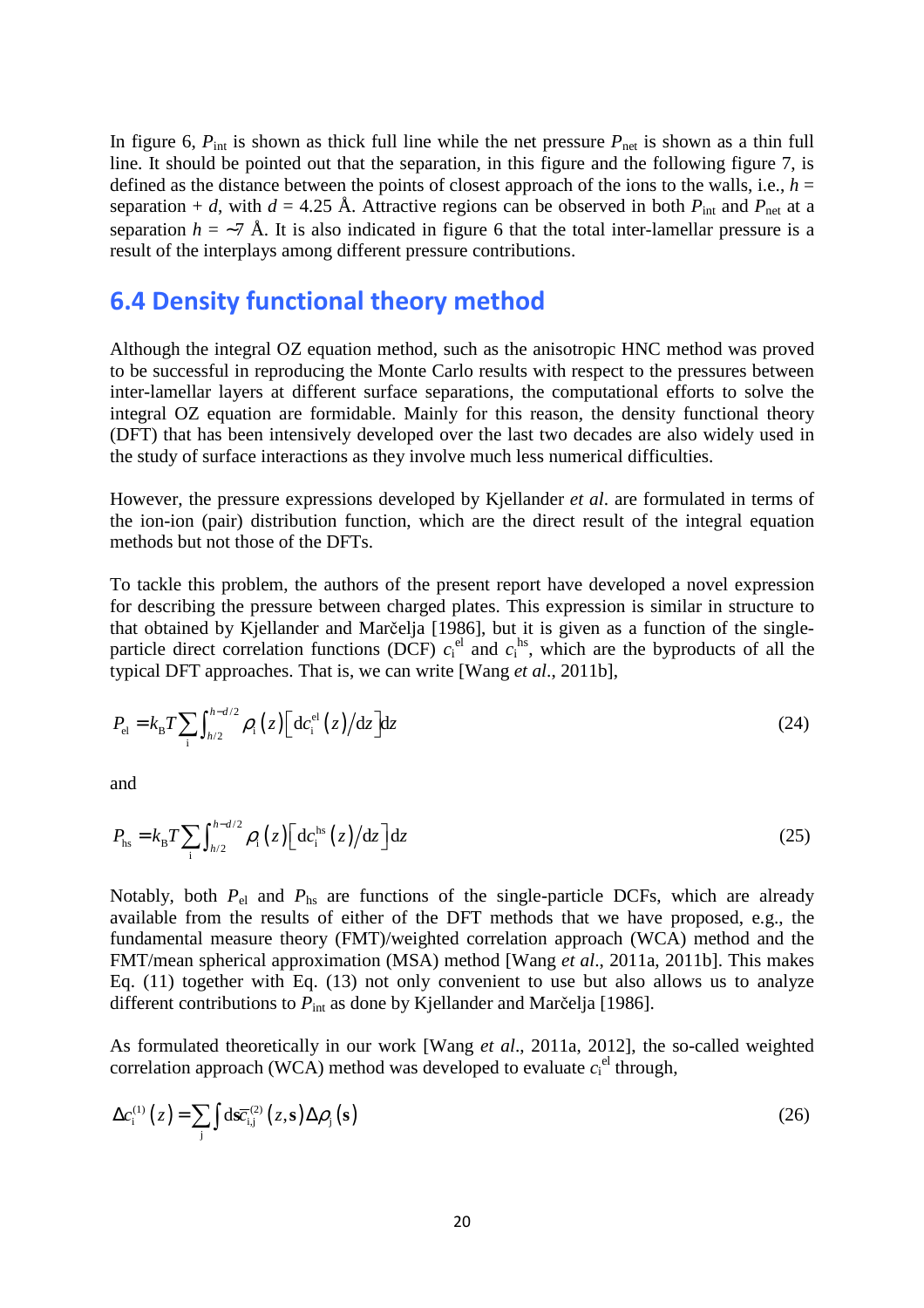In figure 6, $P_{\mathrm{int}}$ is shown as thick full line while the net pressure $P_{\mathrm{net}}$ is shown as a thin full line. It should be pointed out that the separation, in this figure and the following figure 7, is defined as the distance between the points of closest approach of the ions to the walls, i.e., $h$ = separation + $d$, with $d$ = 4.25 Å. Attractive regions can be observed in both $P_{\mathrm{int}}$ and $P_{\mathrm{net}}$ at a separation $h$ = ~7 Å. It is also indicated in figure 6 that the total inter-lamellar pressure is a result of the interplays among different pressure contributions.

## 6.4 Density functional theory method

Although the integral OZ equation method, such as the anisotropic HNC method was proved to be successful in reproducing the Monte Carlo results with respect to the pressures between inter-lamellar layers at different surface separations, the computational efforts to solve the integral OZ equation are formidable. Mainly for this reason, the density functional theory (DFT) that has been intensively developed over the last two decades are also widely used in the study of surface interactions as they involve much less numerical difficulties.

However, the pressure expressions developed by Kjellander *et al*. are formulated in terms of the ion-ion (pair) distribution function, which are the direct result of the integral equation methods but not those of the DFTs.

To tackle this problem, the authors of the present report have developed a novel expression for describing the pressure between charged plates. This expression is similar in structure to that obtained by Kjellander and Marčelja [1986], but it is given as a function of the single-particle direct correlation functions (DCF) $c_{\mathrm{i}}^{\mathrm{el}}$ and $c_{\mathrm{i}}^{\mathrm{hs}}$, which are the byproducts of all the typical DFT approaches. That is, we can write [Wang *et al*., 2011b],

$$P_{\mathrm{el}} = k_{\mathrm{B}}T\sum_{\mathrm{i}}\int_{h/2}^{h-d/2}\rho_{\mathrm{i}}\left(z\right)\left[\mathrm{d}c_{\mathrm{i}}^{\mathrm{el}}\left(z\right)/\mathrm{d}z\right]\mathrm{d}z \tag{24}$$

and

$$P_{\mathrm{hs}} = k_{\mathrm{B}}T\sum_{\mathrm{i}}\int_{h/2}^{h-d/2}\rho_{\mathrm{i}}\left(z\right)\left[\mathrm{d}c_{\mathrm{i}}^{\mathrm{hs}}\left(z\right)/\mathrm{d}z\right]\mathrm{d}z \tag{25}$$

Notably, both $P_{\mathrm{el}}$ and $P_{\mathrm{hs}}$ are functions of the single-particle DCFs, which are already available from the results of either of the DFT methods that we have proposed, e.g., the fundamental measure theory (FMT)/weighted correlation approach (WCA) method and the FMT/mean spherical approximation (MSA) method [Wang *et al*., 2011a, 2011b]. This makes Eq. (11) together with Eq. (13) not only convenient to use but also allows us to analyze different contributions to $P_{\mathrm{int}}$ as done by Kjellander and Marčelja [1986].

As formulated theoretically in our work [Wang *et al*., 2011a, 2012], the so-called weighted correlation approach (WCA) method was developed to evaluate $c_{\mathrm{i}}^{\mathrm{el}}$ through,

$$\Delta c_{\mathrm{i}}^{(1)}\left(z\right) = \sum_{\mathrm{j}}\int \mathrm{d}\mathbf{s}\,\overline{c}_{\mathrm{i,j}}^{(2)}\left(z,\mathbf{s}\right)\Delta\rho_{\mathrm{j}}\left(\mathbf{s}\right) \tag{26}$$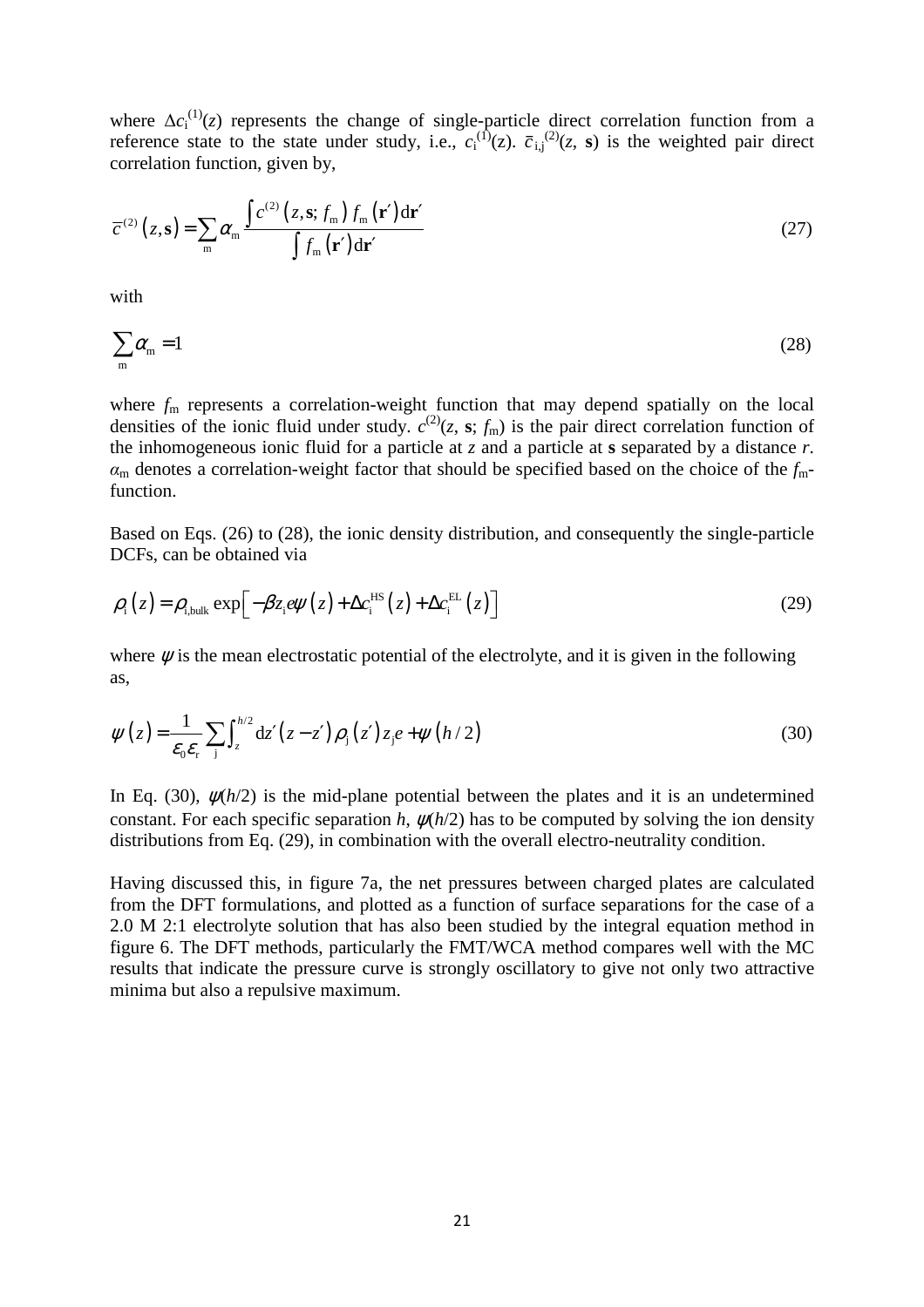where $\Delta c_i^{(1)}(z)$ represents the change of single-particle direct correlation function from a reference state to the state under study, i.e., $c_i^{(1)}(z)$. $\bar{c}_{i,j}^{(2)}(z, \mathbf{s})$ is the weighted pair direct correlation function, given by,

$$\bar{c}^{(2)}(z,\mathbf{s}) = \sum_{m} \alpha_m \frac{\int c^{(2)}(z,\mathbf{s}; f_m) f_m(\mathbf{r}')\mathrm{d}\mathbf{r}'}{\int f_m(\mathbf{r}')\mathrm{d}\mathbf{r}'} \tag{27}$$

with

$$\sum_{m} \alpha_m = 1 \tag{28}$$

where $f_m$ represents a correlation-weight function that may depend spatially on the local densities of the ionic fluid under study. $c^{(2)}(z, \mathbf{s}; f_m)$ is the pair direct correlation function of the inhomogeneous ionic fluid for a particle at $z$ and a particle at $\mathbf{s}$ separated by a distance $r$. $\alpha_m$ denotes a correlation-weight factor that should be specified based on the choice of the $f_m$-function.

Based on Eqs. (26) to (28), the ionic density distribution, and consequently the single-particle DCFs, can be obtained via

$$\rho_i(z) = \rho_{i,\mathrm{bulk}} \exp\left[-\beta z_i e \psi(z) + \Delta c_i^{\mathrm{HS}}(z) + \Delta c_i^{\mathrm{EL}}(z)\right] \tag{29}$$

where $\psi$ is the mean electrostatic potential of the electrolyte, and it is given in the following as,

$$\psi(z) = \frac{1}{\varepsilon_0 \varepsilon_r} \sum_{j} \int_{z}^{h/2} \mathrm{d}z' (z - z') \rho_j(z') z_j e + \psi(h/2) \tag{30}$$

In Eq. (30), $\psi(h/2)$ is the mid-plane potential between the plates and it is an undetermined constant. For each specific separation $h$, $\psi(h/2)$ has to be computed by solving the ion density distributions from Eq. (29), in combination with the overall electro-neutrality condition.

Having discussed this, in figure 7a, the net pressures between charged plates are calculated from the DFT formulations, and plotted as a function of surface separations for the case of a 2.0 M 2:1 electrolyte solution that has also been studied by the integral equation method in figure 6. The DFT methods, particularly the FMT/WCA method compares well with the MC results that indicate the pressure curve is strongly oscillatory to give not only two attractive minima but also a repulsive maximum.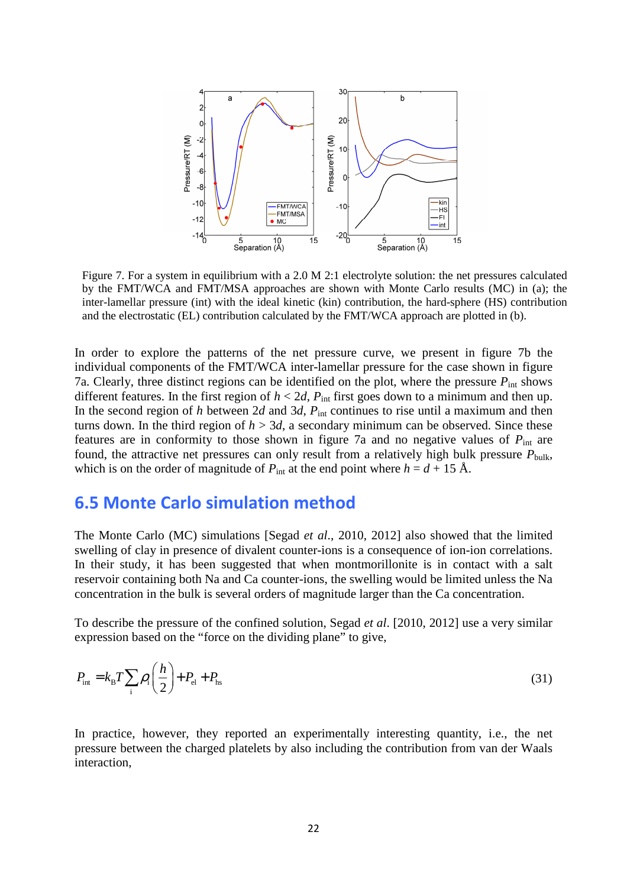Figure 7. For a system in equilibrium with a 2.0 M 2:1 electrolyte solution: the net pressures calculated by the FMT/WCA and FMT/MSA approaches are shown with Monte Carlo results (MC) in (a); the inter-lamellar pressure (int) with the ideal kinetic (kin) contribution, the hard-sphere (HS) contribution and the electrostatic (EL) contribution calculated by the FMT/WCA approach are plotted in (b).

In order to explore the patterns of the net pressure curve, we present in figure 7b the individual components of the FMT/WCA inter-lamellar pressure for the case shown in figure 7a. Clearly, three distinct regions can be identified on the plot, where the pressure $P_{\text{int}}$ shows different features. In the first region of $h < 2d$, $P_{\text{int}}$ first goes down to a minimum and then up. In the second region of $h$ between $2d$ and $3d$, $P_{\text{int}}$ continues to rise until a maximum and then turns down. In the third region of $h > 3d$, a secondary minimum can be observed. Since these features are in conformity to those shown in figure 7a and no negative values of $P_{\text{int}}$ are found, the attractive net pressures can only result from a relatively high bulk pressure $P_{\text{bulk}}$, which is on the order of magnitude of $P_{\text{int}}$ at the end point where $h = d + 15$ Å.

## 6.5 Monte Carlo simulation method

The Monte Carlo (MC) simulations [Segad *et al.*, 2010, 2012] also showed that the limited swelling of clay in presence of divalent counter-ions is a consequence of ion-ion correlations. In their study, it has been suggested that when montmorillonite is in contact with a salt reservoir containing both Na and Ca counter-ions, the swelling would be limited unless the Na concentration in the bulk is several orders of magnitude larger than the Ca concentration.

To describe the pressure of the confined solution, Segad *et al*. [2010, 2012] use a very similar expression based on the "force on the dividing plane" to give,

$$P_{\text{int}} = k_B T \sum_i \rho_i \left(\frac{h}{2}\right) + P_{\text{el}} + P_{\text{hs}} \tag{31}$$

In practice, however, they reported an experimentally interesting quantity, i.e., the net pressure between the charged platelets by also including the contribution from van der Waals interaction,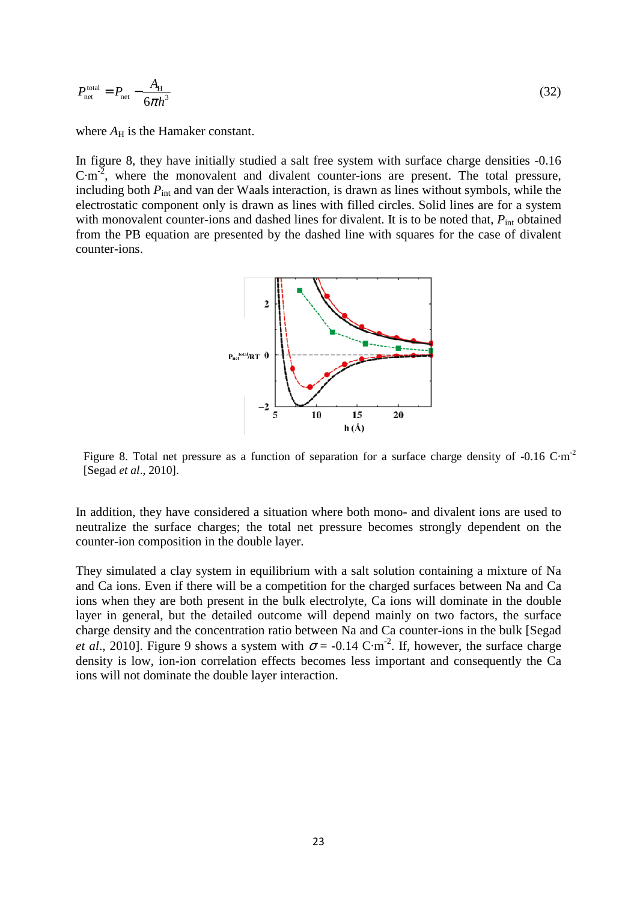$$P_{\mathrm{net}}^{\mathrm{total}} = P_{\mathrm{net}} - \frac{A_{\mathrm{H}}}{6\pi h^3} \tag{32}$$

where $A_{\mathrm{H}}$ is the Hamaker constant.

In figure 8, they have initially studied a salt free system with surface charge densities -0.16 $\mathrm{C{\cdot}m^{-2}}$, where the monovalent and divalent counter-ions are present. The total pressure, including both $P_{\mathrm{int}}$ and van der Waals interaction, is drawn as lines without symbols, while the electrostatic component only is drawn as lines with filled circles. Solid lines are for a system with monovalent counter-ions and dashed lines for divalent. It is to be noted that, $P_{\mathrm{int}}$ obtained from the PB equation are presented by the dashed line with squares for the case of divalent counter-ions.

Figure 8. Total net pressure as a function of separation for a surface charge density of -0.16 $\mathrm{C{\cdot}m^{-2}}$ [Segad *et al*., 2010].

In addition, they have considered a situation where both mono- and divalent ions are used to neutralize the surface charges; the total net pressure becomes strongly dependent on the counter-ion composition in the double layer.

They simulated a clay system in equilibrium with a salt solution containing a mixture of Na and Ca ions. Even if there will be a competition for the charged surfaces between Na and Ca ions when they are both present in the bulk electrolyte, Ca ions will dominate in the double layer in general, but the detailed outcome will depend mainly on two factors, the surface charge density and the concentration ratio between Na and Ca counter-ions in the bulk [Segad *et al*., 2010]. Figure 9 shows a system with $\sigma$ = -0.14 $\mathrm{C{\cdot}m^{-2}}$. If, however, the surface charge density is low, ion-ion correlation effects becomes less important and consequently the Ca ions will not dominate the double layer interaction.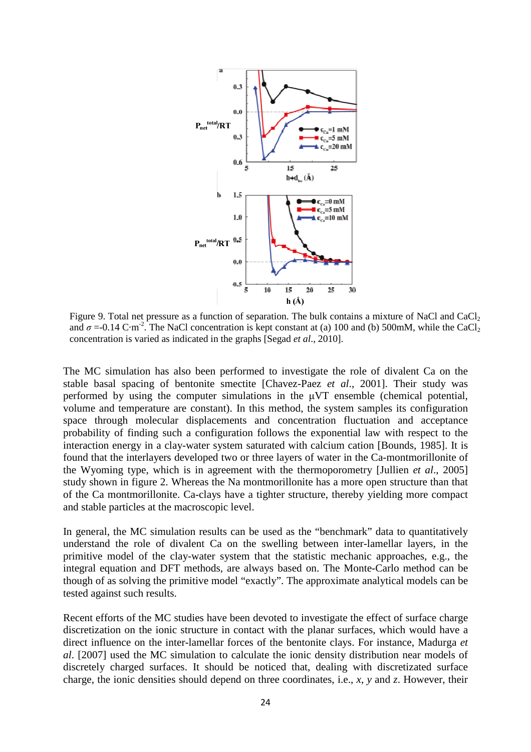Figure 9. Total net pressure as a function of separation. The bulk contains a mixture of NaCl and $CaCl_2$ and $\sigma$ =-0.14 C·m$^{-2}$. The NaCl concentration is kept constant at (a) 100 and (b) 500mM, while the $CaCl_2$ concentration is varied as indicated in the graphs [Segad *et al*., 2010].

The MC simulation has also been performed to investigate the role of divalent Ca on the stable basal spacing of bentonite smectite [Chavez-Paez *et al*., 2001]. Their study was performed by using the computer simulations in the μVT ensemble (chemical potential, volume and temperature are constant). In this method, the system samples its configuration space through molecular displacements and concentration fluctuation and acceptance probability of finding such a configuration follows the exponential law with respect to the interaction energy in a clay-water system saturated with calcium cation [Bounds, 1985]. It is found that the interlayers developed two or three layers of water in the Ca-montmorillonite of the Wyoming type, which is in agreement with the thermoporometry [Jullien *et al*., 2005] study shown in figure 2. Whereas the Na montmorillonite has a more open structure than that of the Ca montmorillonite. Ca-clays have a tighter structure, thereby yielding more compact and stable particles at the macroscopic level.

In general, the MC simulation results can be used as the "benchmark" data to quantitatively understand the role of divalent Ca on the swelling between inter-lamellar layers, in the primitive model of the clay-water system that the statistic mechanic approaches, e.g., the integral equation and DFT methods, are always based on. The Monte-Carlo method can be though of as solving the primitive model "exactly". The approximate analytical models can be tested against such results.

Recent efforts of the MC studies have been devoted to investigate the effect of surface charge discretization on the ionic structure in contact with the planar surfaces, which would have a direct influence on the inter-lamellar forces of the bentonite clays. For instance, Madurga *et al*. [2007] used the MC simulation to calculate the ionic density distribution near models of discretely charged surfaces. It should be noticed that, dealing with discretizated surface charge, the ionic densities should depend on three coordinates, i.e., *x*, *y* and *z*. However, their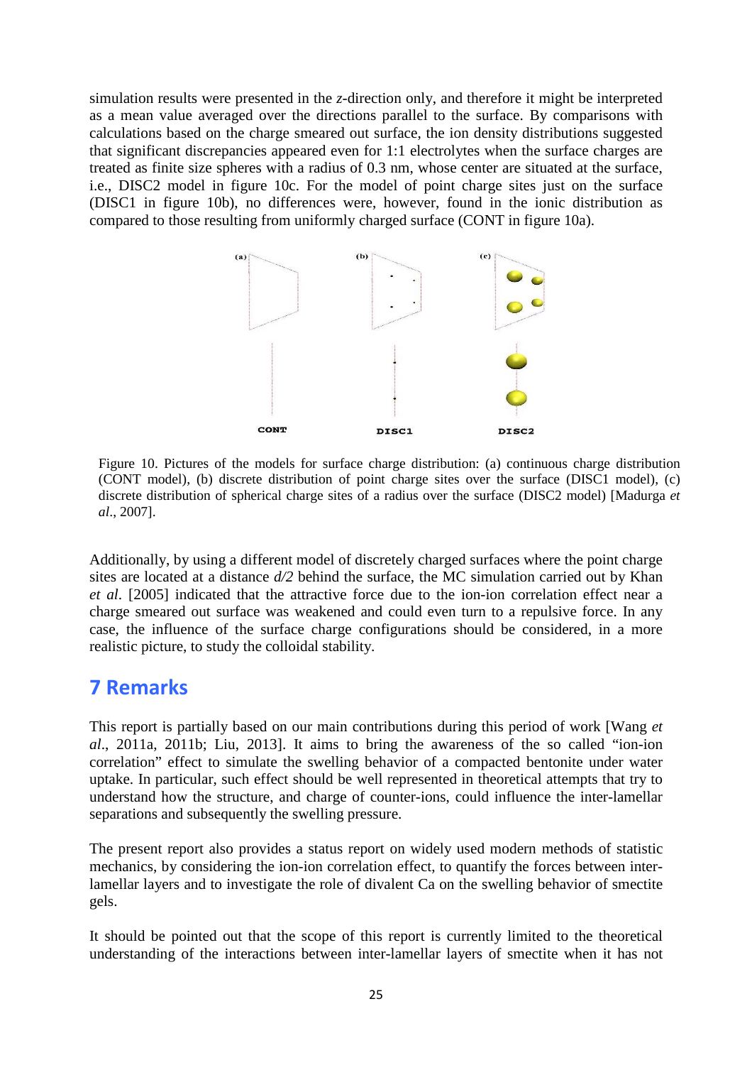simulation results were presented in the *z*-direction only, and therefore it might be interpreted as a mean value averaged over the directions parallel to the surface. By comparisons with calculations based on the charge smeared out surface, the ion density distributions suggested that significant discrepancies appeared even for 1:1 electrolytes when the surface charges are treated as finite size spheres with a radius of 0.3 nm, whose center are situated at the surface, i.e., DISC2 model in figure 10c. For the model of point charge sites just on the surface (DISC1 in figure 10b), no differences were, however, found in the ionic distribution as compared to those resulting from uniformly charged surface (CONT in figure 10a).

Figure 10. Pictures of the models for surface charge distribution: (a) continuous charge distribution (CONT model), (b) discrete distribution of point charge sites over the surface (DISC1 model), (c) discrete distribution of spherical charge sites of a radius over the surface (DISC2 model) [Madurga *et al*., 2007].

Additionally, by using a different model of discretely charged surfaces where the point charge sites are located at a distance *d/2* behind the surface, the MC simulation carried out by Khan *et al*. [2005] indicated that the attractive force due to the ion-ion correlation effect near a charge smeared out surface was weakened and could even turn to a repulsive force. In any case, the influence of the surface charge configurations should be considered, in a more realistic picture, to study the colloidal stability.

# 7 Remarks

This report is partially based on our main contributions during this period of work [Wang *et al*., 2011a, 2011b; Liu, 2013]. It aims to bring the awareness of the so called "ion-ion correlation" effect to simulate the swelling behavior of a compacted bentonite under water uptake. In particular, such effect should be well represented in theoretical attempts that try to understand how the structure, and charge of counter-ions, could influence the inter-lamellar separations and subsequently the swelling pressure.

The present report also provides a status report on widely used modern methods of statistic mechanics, by considering the ion-ion correlation effect, to quantify the forces between inter-lamellar layers and to investigate the role of divalent Ca on the swelling behavior of smectite gels.

It should be pointed out that the scope of this report is currently limited to the theoretical understanding of the interactions between inter-lamellar layers of smectite when it has not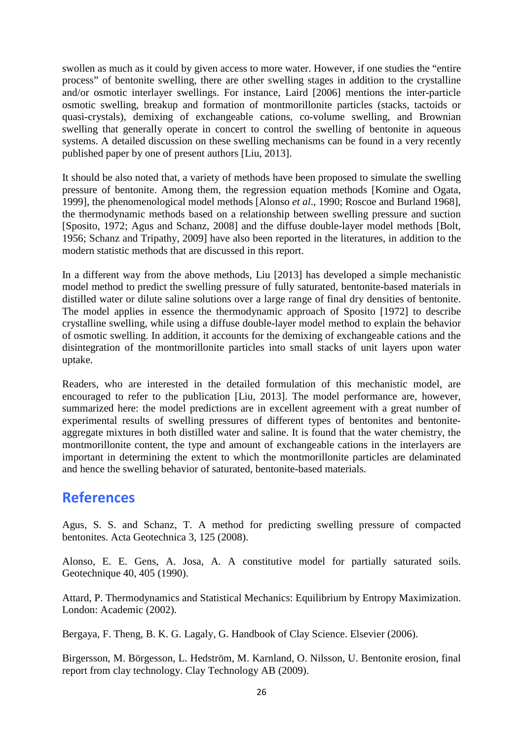swollen as much as it could by given access to more water. However, if one studies the "entire process" of bentonite swelling, there are other swelling stages in addition to the crystalline and/or osmotic interlayer swellings. For instance, Laird [2006] mentions the inter-particle osmotic swelling, breakup and formation of montmorillonite particles (stacks, tactoids or quasi-crystals), demixing of exchangeable cations, co-volume swelling, and Brownian swelling that generally operate in concert to control the swelling of bentonite in aqueous systems. A detailed discussion on these swelling mechanisms can be found in a very recently published paper by one of present authors [Liu, 2013].

It should be also noted that, a variety of methods have been proposed to simulate the swelling pressure of bentonite. Among them, the regression equation methods [Komine and Ogata, 1999], the phenomenological model methods [Alonso *et al*., 1990; Roscoe and Burland 1968], the thermodynamic methods based on a relationship between swelling pressure and suction [Sposito, 1972; Agus and Schanz, 2008] and the diffuse double-layer model methods [Bolt, 1956; Schanz and Tripathy, 2009] have also been reported in the literatures, in addition to the modern statistic methods that are discussed in this report.

In a different way from the above methods, Liu [2013] has developed a simple mechanistic model method to predict the swelling pressure of fully saturated, bentonite-based materials in distilled water or dilute saline solutions over a large range of final dry densities of bentonite. The model applies in essence the thermodynamic approach of Sposito [1972] to describe crystalline swelling, while using a diffuse double-layer model method to explain the behavior of osmotic swelling. In addition, it accounts for the demixing of exchangeable cations and the disintegration of the montmorillonite particles into small stacks of unit layers upon water uptake.

Readers, who are interested in the detailed formulation of this mechanistic model, are encouraged to refer to the publication [Liu, 2013]. The model performance are, however, summarized here: the model predictions are in excellent agreement with a great number of experimental results of swelling pressures of different types of bentonites and bentonite-aggregate mixtures in both distilled water and saline. It is found that the water chemistry, the montmorillonite content, the type and amount of exchangeable cations in the interlayers are important in determining the extent to which the montmorillonite particles are delaminated and hence the swelling behavior of saturated, bentonite-based materials.

## References

Agus, S. S. and Schanz, T. A method for predicting swelling pressure of compacted bentonites. Acta Geotechnica 3, 125 (2008).

Alonso, E. E. Gens, A. Josa, A. A constitutive model for partially saturated soils. Geotechnique 40, 405 (1990).

Attard, P. Thermodynamics and Statistical Mechanics: Equilibrium by Entropy Maximization. London: Academic (2002).

Bergaya, F. Theng, B. K. G. Lagaly, G. Handbook of Clay Science. Elsevier (2006).

Birgersson, M. Börgesson, L. Hedström, M. Karnland, O. Nilsson, U. Bentonite erosion, final report from clay technology. Clay Technology AB (2009).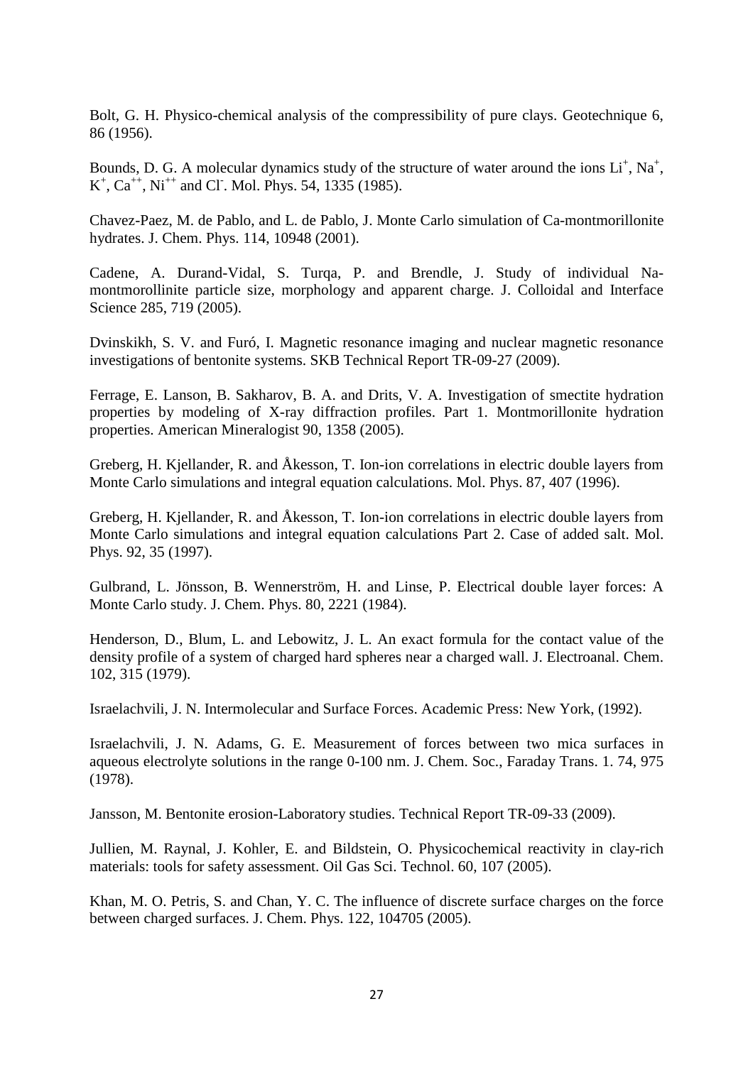Bolt, G. H. Physico-chemical analysis of the compressibility of pure clays. Geotechnique 6, 86 (1956).

Bounds, D. G. A molecular dynamics study of the structure of water around the ions $Li^+$, $Na^+$, $K^+$, $Ca^{++}$, $Ni^{++}$ and $Cl^-$. Mol. Phys. 54, 1335 (1985).

Chavez-Paez, M. de Pablo, and L. de Pablo, J. Monte Carlo simulation of Ca-montmorillonite hydrates. J. Chem. Phys. 114, 10948 (2001).

Cadene, A. Durand-Vidal, S. Turqa, P. and Brendle, J. Study of individual Na-montmorollinite particle size, morphology and apparent charge. J. Colloidal and Interface Science 285, 719 (2005).

Dvinskikh, S. V. and Furó, I. Magnetic resonance imaging and nuclear magnetic resonance investigations of bentonite systems. SKB Technical Report TR-09-27 (2009).

Ferrage, E. Lanson, B. Sakharov, B. A. and Drits, V. A. Investigation of smectite hydration properties by modeling of X-ray diffraction profiles. Part 1. Montmorillonite hydration properties. American Mineralogist 90, 1358 (2005).

Greberg, H. Kjellander, R. and Åkesson, T. Ion-ion correlations in electric double layers from Monte Carlo simulations and integral equation calculations. Mol. Phys. 87, 407 (1996).

Greberg, H. Kjellander, R. and Åkesson, T. Ion-ion correlations in electric double layers from Monte Carlo simulations and integral equation calculations Part 2. Case of added salt. Mol. Phys. 92, 35 (1997).

Gulbrand, L. Jönsson, B. Wennerström, H. and Linse, P. Electrical double layer forces: A Monte Carlo study. J. Chem. Phys. 80, 2221 (1984).

Henderson, D., Blum, L. and Lebowitz, J. L. An exact formula for the contact value of the density profile of a system of charged hard spheres near a charged wall. J. Electroanal. Chem. 102, 315 (1979).

Israelachvili, J. N. Intermolecular and Surface Forces. Academic Press: New York, (1992).

Israelachvili, J. N. Adams, G. E. Measurement of forces between two mica surfaces in aqueous electrolyte solutions in the range 0-100 nm. J. Chem. Soc., Faraday Trans. 1. 74, 975 (1978).

Jansson, M. Bentonite erosion-Laboratory studies. Technical Report TR-09-33 (2009).

Jullien, M. Raynal, J. Kohler, E. and Bildstein, O. Physicochemical reactivity in clay-rich materials: tools for safety assessment. Oil Gas Sci. Technol. 60, 107 (2005).

Khan, M. O. Petris, S. and Chan, Y. C. The influence of discrete surface charges on the force between charged surfaces. J. Chem. Phys. 122, 104705 (2005).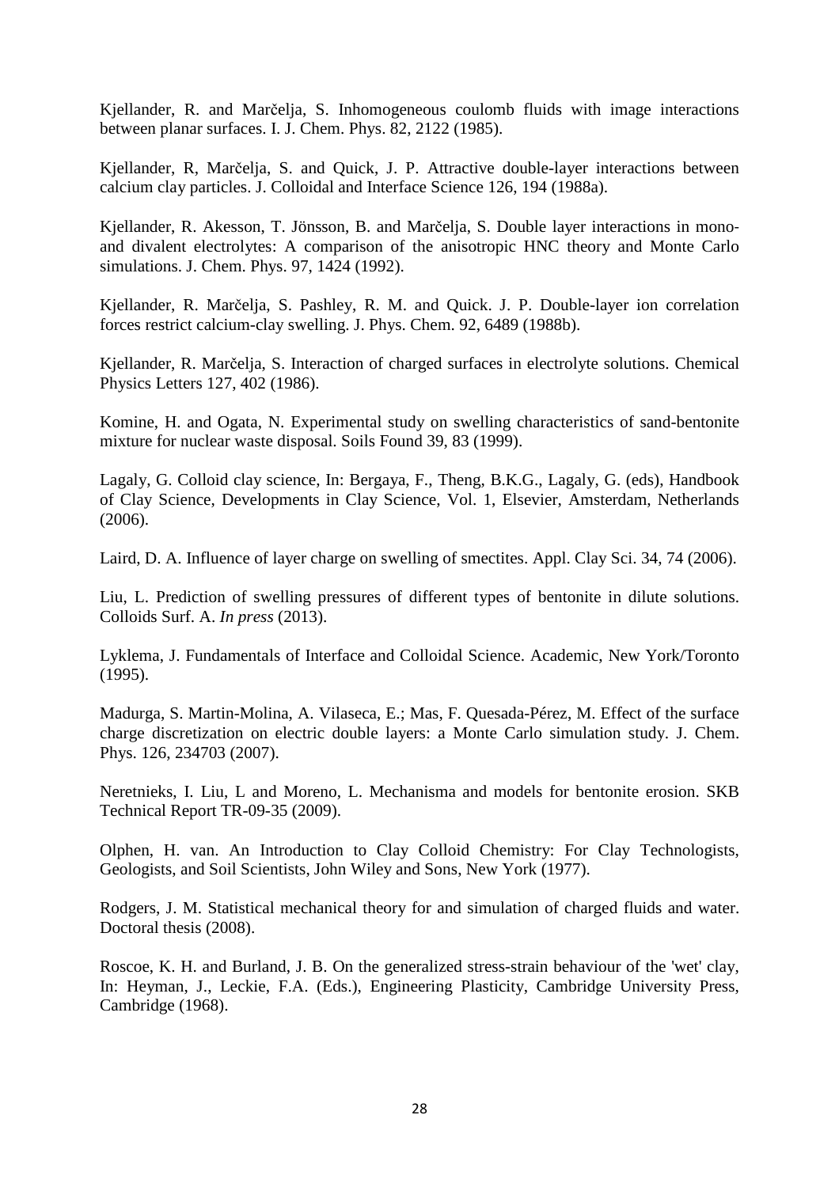Kjellander, R. and Marčelja, S. Inhomogeneous coulomb fluids with image interactions between planar surfaces. I. J. Chem. Phys. 82, 2122 (1985).

Kjellander, R, Marčelja, S. and Quick, J. P. Attractive double-layer interactions between calcium clay particles. J. Colloidal and Interface Science 126, 194 (1988a).

Kjellander, R. Akesson, T. Jönsson, B. and Marčelja, S. Double layer interactions in mono- and divalent electrolytes: A comparison of the anisotropic HNC theory and Monte Carlo simulations. J. Chem. Phys. 97, 1424 (1992).

Kjellander, R. Marčelja, S. Pashley, R. M. and Quick. J. P. Double-layer ion correlation forces restrict calcium-clay swelling. J. Phys. Chem. 92, 6489 (1988b).

Kjellander, R. Marčelja, S. Interaction of charged surfaces in electrolyte solutions. Chemical Physics Letters 127, 402 (1986).

Komine, H. and Ogata, N. Experimental study on swelling characteristics of sand-bentonite mixture for nuclear waste disposal. Soils Found 39, 83 (1999).

Lagaly, G. Colloid clay science, In: Bergaya, F., Theng, B.K.G., Lagaly, G. (eds), Handbook of Clay Science, Developments in Clay Science, Vol. 1, Elsevier, Amsterdam, Netherlands (2006).

Laird, D. A. Influence of layer charge on swelling of smectites. Appl. Clay Sci. 34, 74 (2006).

Liu, L. Prediction of swelling pressures of different types of bentonite in dilute solutions. Colloids Surf. A. *In press* (2013).

Lyklema, J. Fundamentals of Interface and Colloidal Science. Academic, New York/Toronto (1995).

Madurga, S. Martin-Molina, A. Vilaseca, E.; Mas, F. Quesada-Pérez, M. Effect of the surface charge discretization on electric double layers: a Monte Carlo simulation study. J. Chem. Phys. 126, 234703 (2007).

Neretnieks, I. Liu, L and Moreno, L. Mechanisma and models for bentonite erosion. SKB Technical Report TR-09-35 (2009).

Olphen, H. van. An Introduction to Clay Colloid Chemistry: For Clay Technologists, Geologists, and Soil Scientists, John Wiley and Sons, New York (1977).

Rodgers, J. M. Statistical mechanical theory for and simulation of charged fluids and water. Doctoral thesis (2008).

Roscoe, K. H. and Burland, J. B. On the generalized stress-strain behaviour of the 'wet' clay, In: Heyman, J., Leckie, F.A. (Eds.), Engineering Plasticity, Cambridge University Press, Cambridge (1968).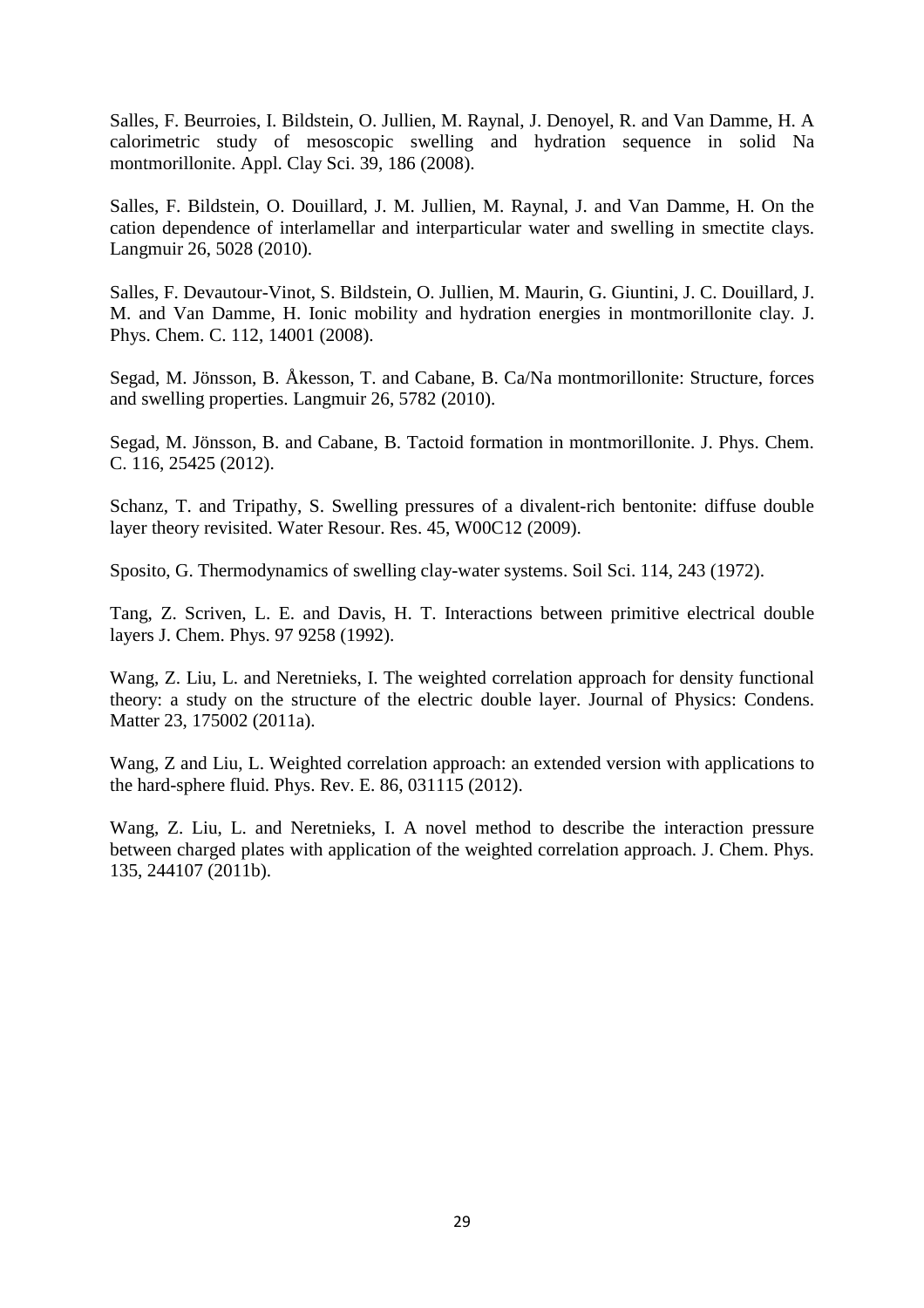Salles, F. Beurroies, I. Bildstein, O. Jullien, M. Raynal, J. Denoyel, R. and Van Damme, H. A calorimetric study of mesoscopic swelling and hydration sequence in solid Na montmorillonite. Appl. Clay Sci. 39, 186 (2008).

Salles, F. Bildstein, O. Douillard, J. M. Jullien, M. Raynal, J. and Van Damme, H. On the cation dependence of interlamellar and interparticular water and swelling in smectite clays. Langmuir 26, 5028 (2010).

Salles, F. Devautour-Vinot, S. Bildstein, O. Jullien, M. Maurin, G. Giuntini, J. C. Douillard, J. M. and Van Damme, H. Ionic mobility and hydration energies in montmorillonite clay. J. Phys. Chem. C. 112, 14001 (2008).

Segad, M. Jönsson, B. Åkesson, T. and Cabane, B. Ca/Na montmorillonite: Structure, forces and swelling properties. Langmuir 26, 5782 (2010).

Segad, M. Jönsson, B. and Cabane, B. Tactoid formation in montmorillonite. J. Phys. Chem. C. 116, 25425 (2012).

Schanz, T. and Tripathy, S. Swelling pressures of a divalent-rich bentonite: diffuse double layer theory revisited. Water Resour. Res. 45, W00C12 (2009).

Sposito, G. Thermodynamics of swelling clay-water systems. Soil Sci. 114, 243 (1972).

Tang, Z. Scriven, L. E. and Davis, H. T. Interactions between primitive electrical double layers J. Chem. Phys. 97 9258 (1992).

Wang, Z. Liu, L. and Neretnieks, I. The weighted correlation approach for density functional theory: a study on the structure of the electric double layer. Journal of Physics: Condens. Matter 23, 175002 (2011a).

Wang, Z and Liu, L. Weighted correlation approach: an extended version with applications to the hard-sphere fluid. Phys. Rev. E. 86, 031115 (2012).

Wang, Z. Liu, L. and Neretnieks, I. A novel method to describe the interaction pressure between charged plates with application of the weighted correlation approach. J. Chem. Phys. 135, 244107 (2011b).